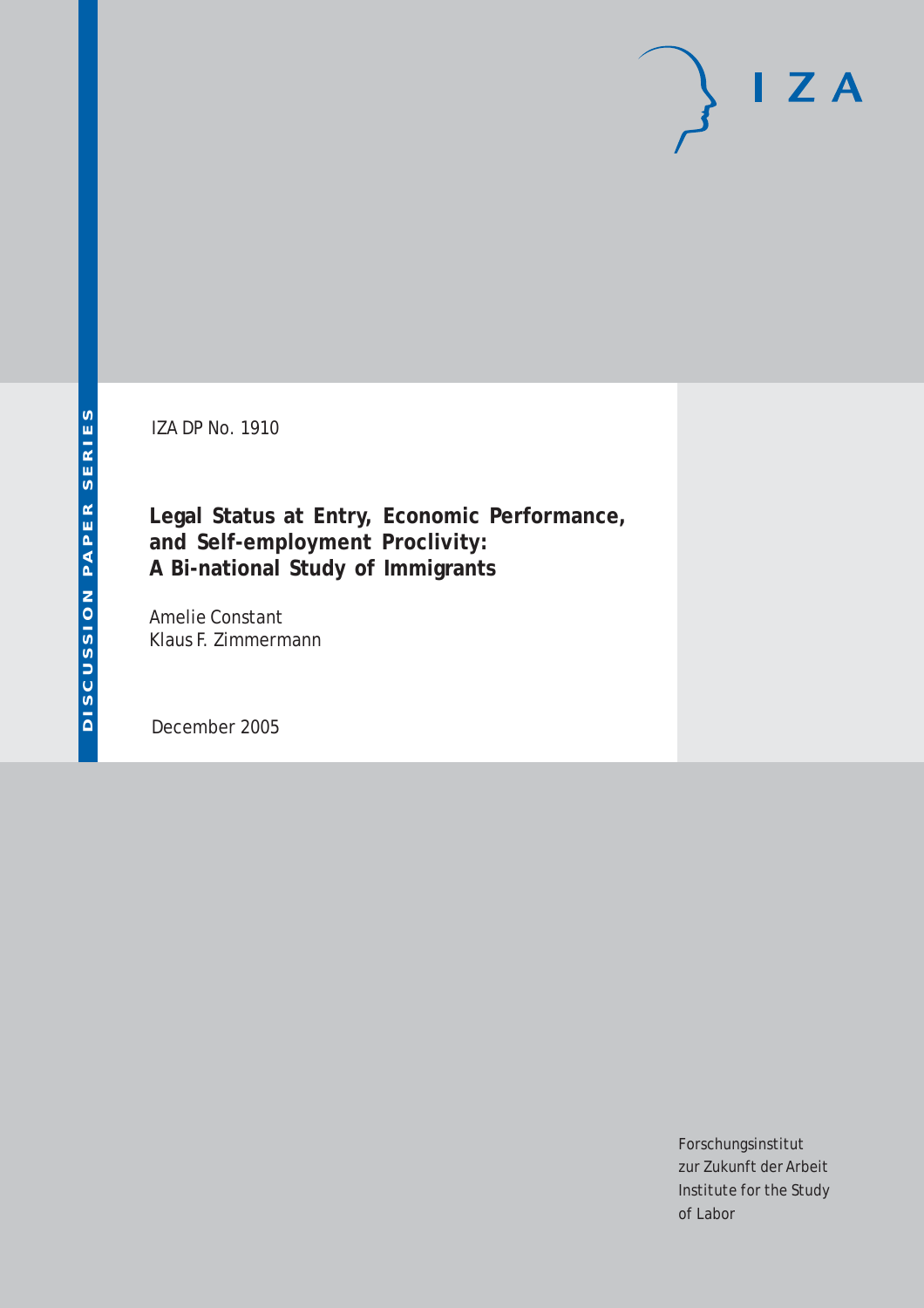DISCUSSION PAPER SERIES

IZA DP No. 1910

# Legal Status at Entry, Economic Performance, and Self-employment Proclivity: A Bi-national Study of Immigrants

Amelie Constant
Klaus F. Zimmermann

December 2005

Forschungsinstitut
zur Zukunft der Arbeit
Institute for the Study
of Labor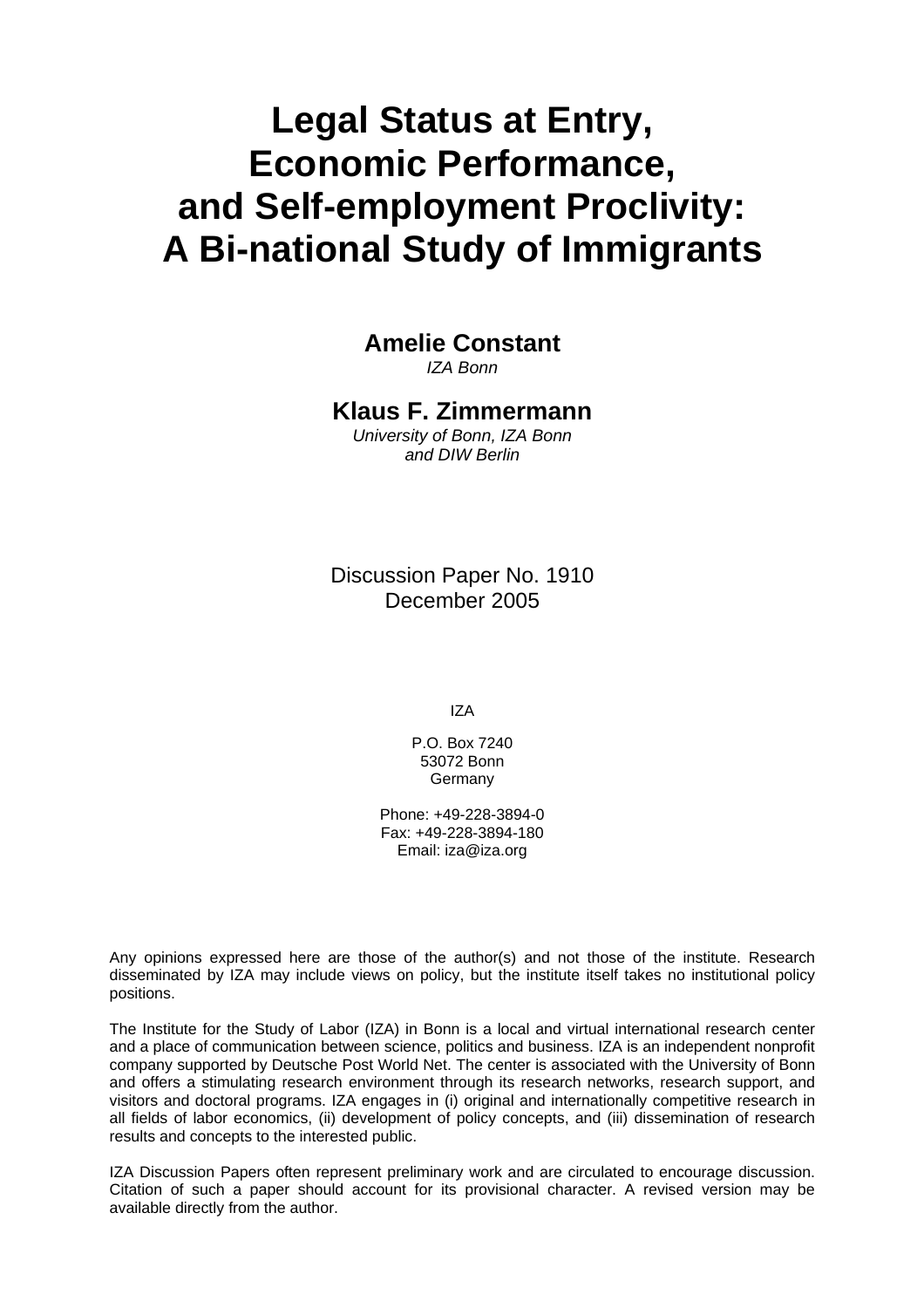# Legal Status at Entry, Economic Performance, and Self-employment Proclivity: A Bi-national Study of Immigrants

**Amelie Constant**
*IZA Bonn*

**Klaus F. Zimmermann**
*University of Bonn, IZA Bonn and DIW Berlin*

Discussion Paper No. 1910
December 2005

IZA

P.O. Box 7240
53072 Bonn
Germany

Phone: +49-228-3894-0
Fax: +49-228-3894-180
Email: iza@iza.org

Any opinions expressed here are those of the author(s) and not those of the institute. Research disseminated by IZA may include views on policy, but the institute itself takes no institutional policy positions.

The Institute for the Study of Labor (IZA) in Bonn is a local and virtual international research center and a place of communication between science, politics and business. IZA is an independent nonprofit company supported by Deutsche Post World Net. The center is associated with the University of Bonn and offers a stimulating research environment through its research networks, research support, and visitors and doctoral programs. IZA engages in (i) original and internationally competitive research in all fields of labor economics, (ii) development of policy concepts, and (iii) dissemination of research results and concepts to the interested public.

IZA Discussion Papers often represent preliminary work and are circulated to encourage discussion. Citation of such a paper should account for its provisional character. A revised version may be available directly from the author.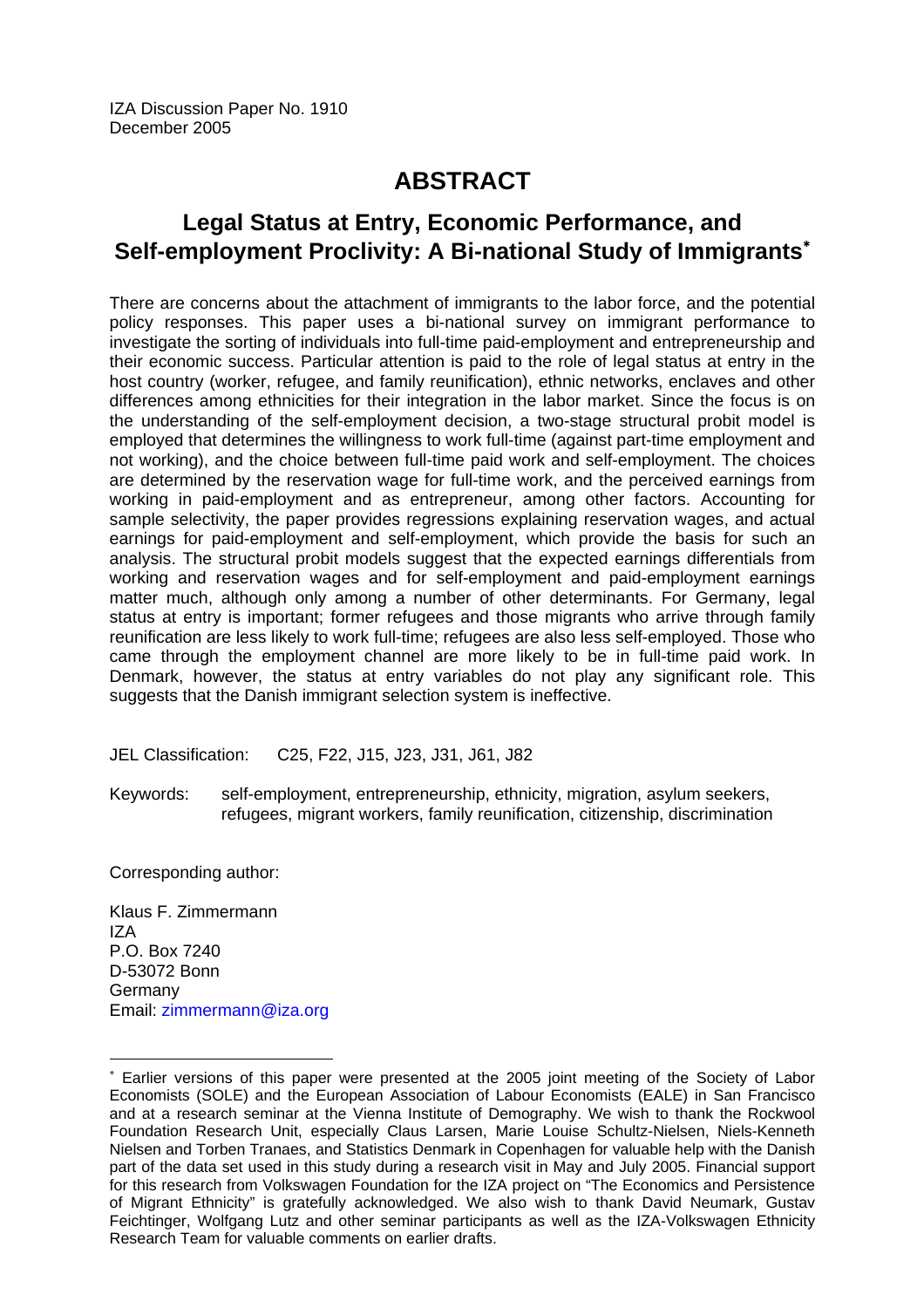IZA Discussion Paper No. 1910
December 2005

# ABSTRACT

## Legal Status at Entry, Economic Performance, and Self-employment Proclivity: A Bi-national Study of Immigrants*

There are concerns about the attachment of immigrants to the labor force, and the potential policy responses. This paper uses a bi-national survey on immigrant performance to investigate the sorting of individuals into full-time paid-employment and entrepreneurship and their economic success. Particular attention is paid to the role of legal status at entry in the host country (worker, refugee, and family reunification), ethnic networks, enclaves and other differences among ethnicities for their integration in the labor market. Since the focus is on the understanding of the self-employment decision, a two-stage structural probit model is employed that determines the willingness to work full-time (against part-time employment and not working), and the choice between full-time paid work and self-employment. The choices are determined by the reservation wage for full-time work, and the perceived earnings from working in paid-employment and as entrepreneur, among other factors. Accounting for sample selectivity, the paper provides regressions explaining reservation wages, and actual earnings for paid-employment and self-employment, which provide the basis for such an analysis. The structural probit models suggest that the expected earnings differentials from working and reservation wages and for self-employment and paid-employment earnings matter much, although only among a number of other determinants. For Germany, legal status at entry is important; former refugees and those migrants who arrive through family reunification are less likely to work full-time; refugees are also less self-employed. Those who came through the employment channel are more likely to be in full-time paid work. In Denmark, however, the status at entry variables do not play any significant role. This suggests that the Danish immigrant selection system is ineffective.

JEL Classification: C25, F22, J15, J23, J31, J61, J82

Keywords: self-employment, entrepreneurship, ethnicity, migration, asylum seekers, refugees, migrant workers, family reunification, citizenship, discrimination

Corresponding author:

Klaus F. Zimmermann
IZA
P.O. Box 7240
D-53072 Bonn
Germany
Email: zimmermann@iza.org

---

* Earlier versions of this paper were presented at the 2005 joint meeting of the Society of Labor Economists (SOLE) and the European Association of Labour Economists (EALE) in San Francisco and at a research seminar at the Vienna Institute of Demography. We wish to thank the Rockwool Foundation Research Unit, especially Claus Larsen, Marie Louise Schultz-Nielsen, Niels-Kenneth Nielsen and Torben Tranaes, and Statistics Denmark in Copenhagen for valuable help with the Danish part of the data set used in this study during a research visit in May and July 2005. Financial support for this research from Volkswagen Foundation for the IZA project on "The Economics and Persistence of Migrant Ethnicity" is gratefully acknowledged. We also wish to thank David Neumark, Gustav Feichtinger, Wolfgang Lutz and other seminar participants as well as the IZA-Volkswagen Ethnicity Research Team for valuable comments on earlier drafts.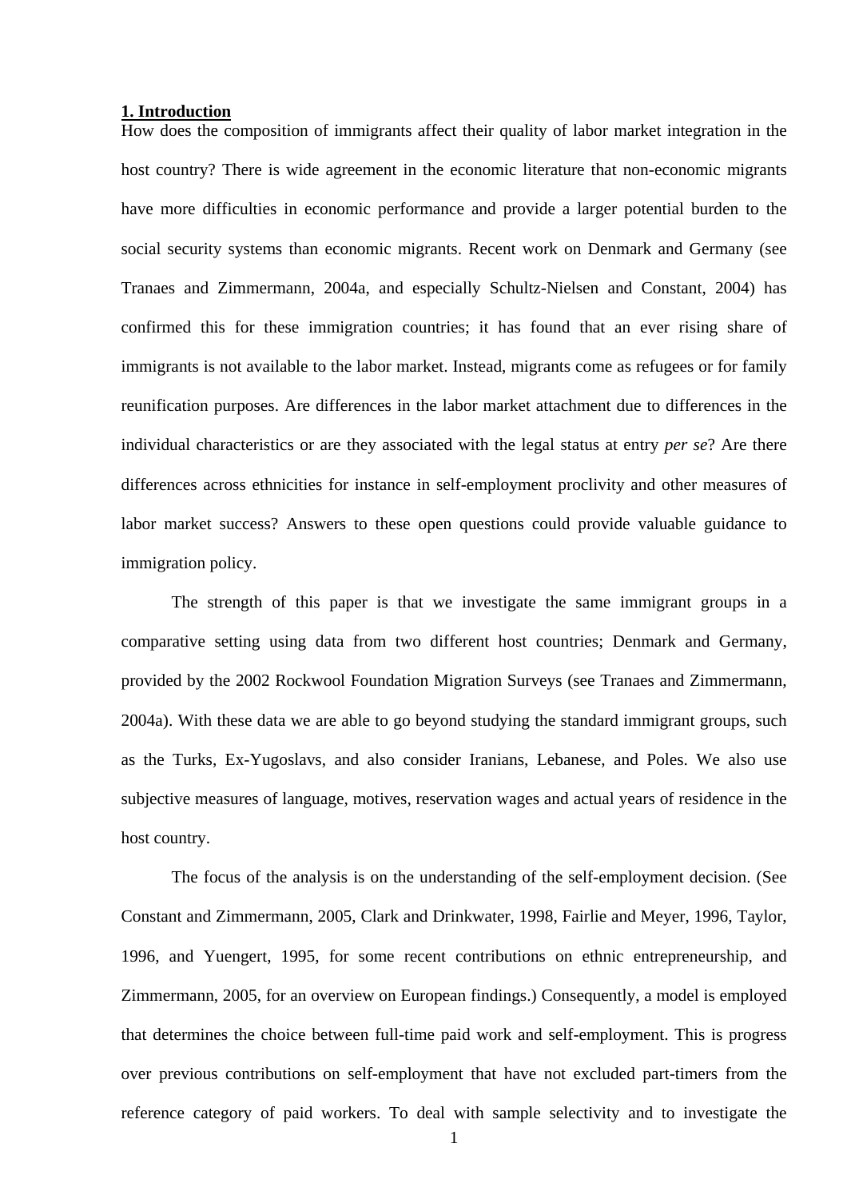## 1. Introduction

How does the composition of immigrants affect their quality of labor market integration in the host country? There is wide agreement in the economic literature that non-economic migrants have more difficulties in economic performance and provide a larger potential burden to the social security systems than economic migrants. Recent work on Denmark and Germany (see Tranaes and Zimmermann, 2004a, and especially Schultz-Nielsen and Constant, 2004) has confirmed this for these immigration countries; it has found that an ever rising share of immigrants is not available to the labor market. Instead, migrants come as refugees or for family reunification purposes. Are differences in the labor market attachment due to differences in the individual characteristics or are they associated with the legal status at entry *per se*? Are there differences across ethnicities for instance in self-employment proclivity and other measures of labor market success? Answers to these open questions could provide valuable guidance to immigration policy.

The strength of this paper is that we investigate the same immigrant groups in a comparative setting using data from two different host countries; Denmark and Germany, provided by the 2002 Rockwool Foundation Migration Surveys (see Tranaes and Zimmermann, 2004a). With these data we are able to go beyond studying the standard immigrant groups, such as the Turks, Ex-Yugoslavs, and also consider Iranians, Lebanese, and Poles. We also use subjective measures of language, motives, reservation wages and actual years of residence in the host country.

The focus of the analysis is on the understanding of the self-employment decision. (See Constant and Zimmermann, 2005, Clark and Drinkwater, 1998, Fairlie and Meyer, 1996, Taylor, 1996, and Yuengert, 1995, for some recent contributions on ethnic entrepreneurship, and Zimmermann, 2005, for an overview on European findings.) Consequently, a model is employed that determines the choice between full-time paid work and self-employment. This is progress over previous contributions on self-employment that have not excluded part-timers from the reference category of paid workers. To deal with sample selectivity and to investigate the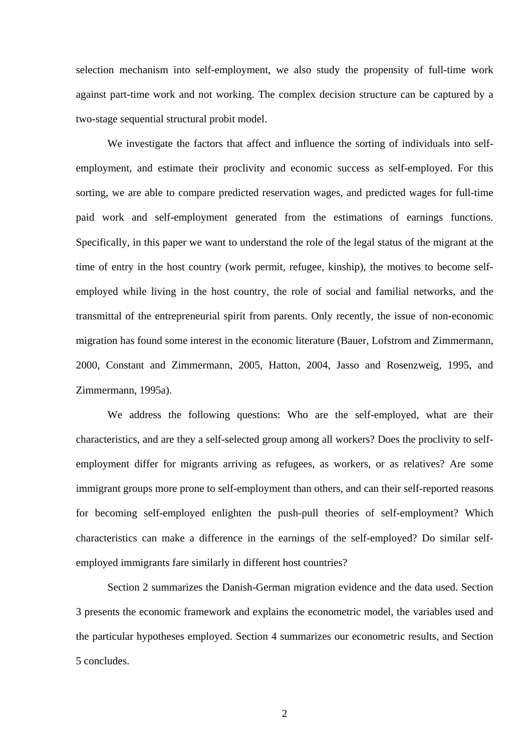selection mechanism into self-employment, we also study the propensity of full-time work against part-time work and not working. The complex decision structure can be captured by a two-stage sequential structural probit model.

We investigate the factors that affect and influence the sorting of individuals into self-employment, and estimate their proclivity and economic success as self-employed. For this sorting, we are able to compare predicted reservation wages, and predicted wages for full-time paid work and self-employment generated from the estimations of earnings functions. Specifically, in this paper we want to understand the role of the legal status of the migrant at the time of entry in the host country (work permit, refugee, kinship), the motives to become self-employed while living in the host country, the role of social and familial networks, and the transmittal of the entrepreneurial spirit from parents. Only recently, the issue of non-economic migration has found some interest in the economic literature (Bauer, Lofstrom and Zimmermann, 2000, Constant and Zimmermann, 2005, Hatton, 2004, Jasso and Rosenzweig, 1995, and Zimmermann, 1995a).

We address the following questions: Who are the self-employed, what are their characteristics, and are they a self-selected group among all workers? Does the proclivity to self-employment differ for migrants arriving as refugees, as workers, or as relatives? Are some immigrant groups more prone to self-employment than others, and can their self-reported reasons for becoming self-employed enlighten the push-pull theories of self-employment? Which characteristics can make a difference in the earnings of the self-employed? Do similar self-employed immigrants fare similarly in different host countries?

Section 2 summarizes the Danish-German migration evidence and the data used. Section 3 presents the economic framework and explains the econometric model, the variables used and the particular hypotheses employed. Section 4 summarizes our econometric results, and Section 5 concludes.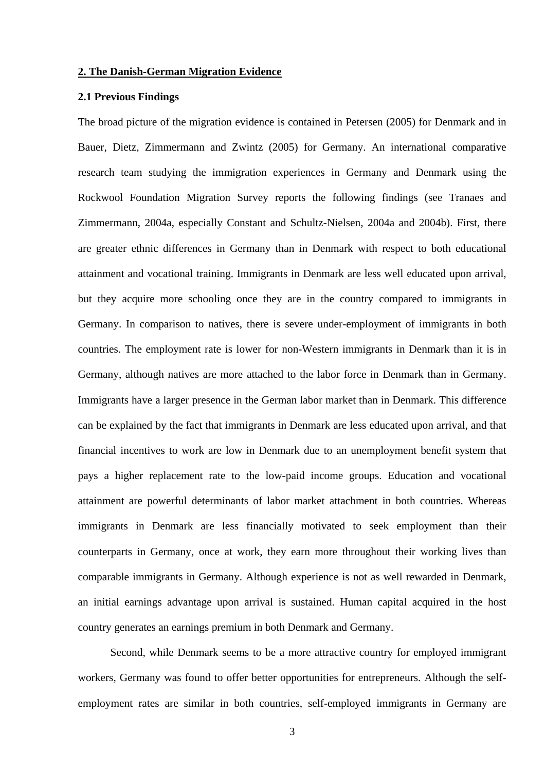## 2. The Danish-German Migration Evidence

### 2.1 Previous Findings

The broad picture of the migration evidence is contained in Petersen (2005) for Denmark and in Bauer, Dietz, Zimmermann and Zwintz (2005) for Germany. An international comparative research team studying the immigration experiences in Germany and Denmark using the Rockwool Foundation Migration Survey reports the following findings (see Tranaes and Zimmermann, 2004a, especially Constant and Schultz-Nielsen, 2004a and 2004b). First, there are greater ethnic differences in Germany than in Denmark with respect to both educational attainment and vocational training. Immigrants in Denmark are less well educated upon arrival, but they acquire more schooling once they are in the country compared to immigrants in Germany. In comparison to natives, there is severe under-employment of immigrants in both countries. The employment rate is lower for non-Western immigrants in Denmark than it is in Germany, although natives are more attached to the labor force in Denmark than in Germany. Immigrants have a larger presence in the German labor market than in Denmark. This difference can be explained by the fact that immigrants in Denmark are less educated upon arrival, and that financial incentives to work are low in Denmark due to an unemployment benefit system that pays a higher replacement rate to the low-paid income groups. Education and vocational attainment are powerful determinants of labor market attachment in both countries. Whereas immigrants in Denmark are less financially motivated to seek employment than their counterparts in Germany, once at work, they earn more throughout their working lives than comparable immigrants in Germany. Although experience is not as well rewarded in Denmark, an initial earnings advantage upon arrival is sustained. Human capital acquired in the host country generates an earnings premium in both Denmark and Germany.

Second, while Denmark seems to be a more attractive country for employed immigrant workers, Germany was found to offer better opportunities for entrepreneurs. Although the self-employment rates are similar in both countries, self-employed immigrants in Germany are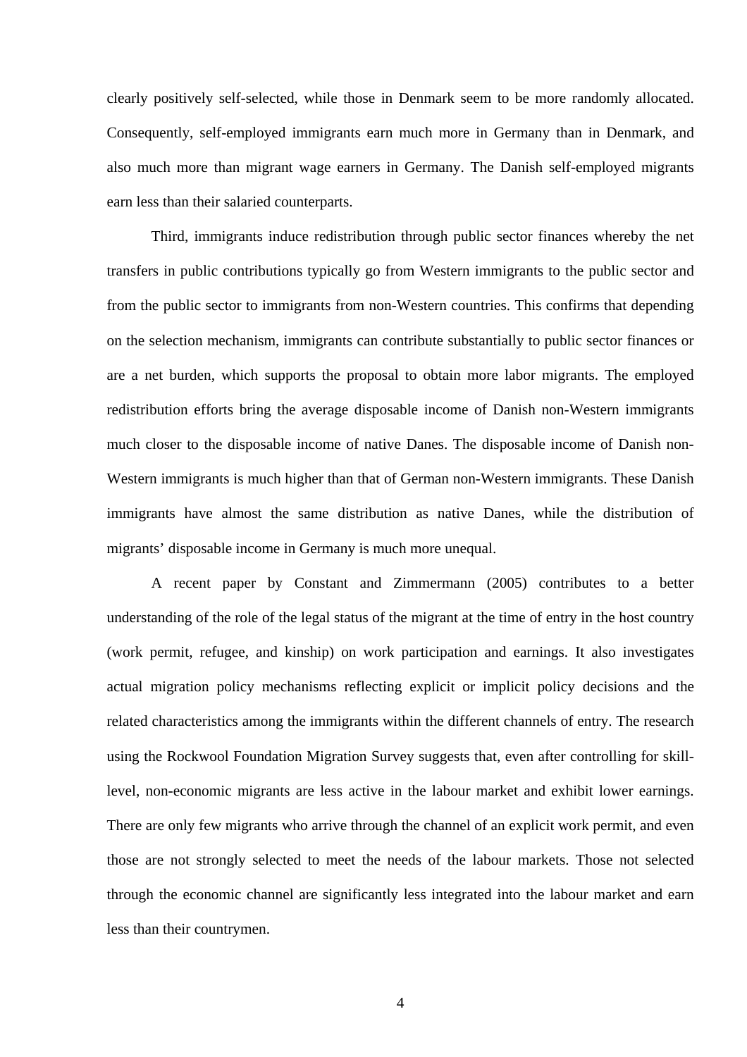clearly positively self-selected, while those in Denmark seem to be more randomly allocated. Consequently, self-employed immigrants earn much more in Germany than in Denmark, and also much more than migrant wage earners in Germany. The Danish self-employed migrants earn less than their salaried counterparts.

Third, immigrants induce redistribution through public sector finances whereby the net transfers in public contributions typically go from Western immigrants to the public sector and from the public sector to immigrants from non-Western countries. This confirms that depending on the selection mechanism, immigrants can contribute substantially to public sector finances or are a net burden, which supports the proposal to obtain more labor migrants. The employed redistribution efforts bring the average disposable income of Danish non-Western immigrants much closer to the disposable income of native Danes. The disposable income of Danish non-Western immigrants is much higher than that of German non-Western immigrants. These Danish immigrants have almost the same distribution as native Danes, while the distribution of migrants' disposable income in Germany is much more unequal.

A recent paper by Constant and Zimmermann (2005) contributes to a better understanding of the role of the legal status of the migrant at the time of entry in the host country (work permit, refugee, and kinship) on work participation and earnings. It also investigates actual migration policy mechanisms reflecting explicit or implicit policy decisions and the related characteristics among the immigrants within the different channels of entry. The research using the Rockwool Foundation Migration Survey suggests that, even after controlling for skill-level, non-economic migrants are less active in the labour market and exhibit lower earnings. There are only few migrants who arrive through the channel of an explicit work permit, and even those are not strongly selected to meet the needs of the labour markets. Those not selected through the economic channel are significantly less integrated into the labour market and earn less than their countrymen.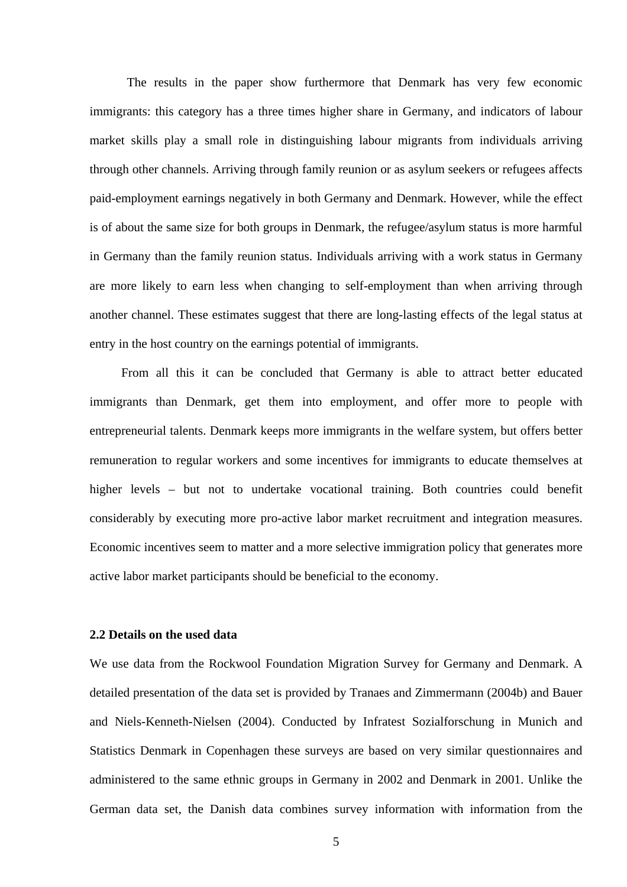The results in the paper show furthermore that Denmark has very few economic immigrants: this category has a three times higher share in Germany, and indicators of labour market skills play a small role in distinguishing labour migrants from individuals arriving through other channels. Arriving through family reunion or as asylum seekers or refugees affects paid-employment earnings negatively in both Germany and Denmark. However, while the effect is of about the same size for both groups in Denmark, the refugee/asylum status is more harmful in Germany than the family reunion status. Individuals arriving with a work status in Germany are more likely to earn less when changing to self-employment than when arriving through another channel. These estimates suggest that there are long-lasting effects of the legal status at entry in the host country on the earnings potential of immigrants.

From all this it can be concluded that Germany is able to attract better educated immigrants than Denmark, get them into employment, and offer more to people with entrepreneurial talents. Denmark keeps more immigrants in the welfare system, but offers better remuneration to regular workers and some incentives for immigrants to educate themselves at higher levels – but not to undertake vocational training. Both countries could benefit considerably by executing more pro-active labor market recruitment and integration measures. Economic incentives seem to matter and a more selective immigration policy that generates more active labor market participants should be beneficial to the economy.

### 2.2 Details on the used data

We use data from the Rockwool Foundation Migration Survey for Germany and Denmark. A detailed presentation of the data set is provided by Tranaes and Zimmermann (2004b) and Bauer and Niels-Kenneth-Nielsen (2004). Conducted by Infratest Sozialforschung in Munich and Statistics Denmark in Copenhagen these surveys are based on very similar questionnaires and administered to the same ethnic groups in Germany in 2002 and Denmark in 2001. Unlike the German data set, the Danish data combines survey information with information from the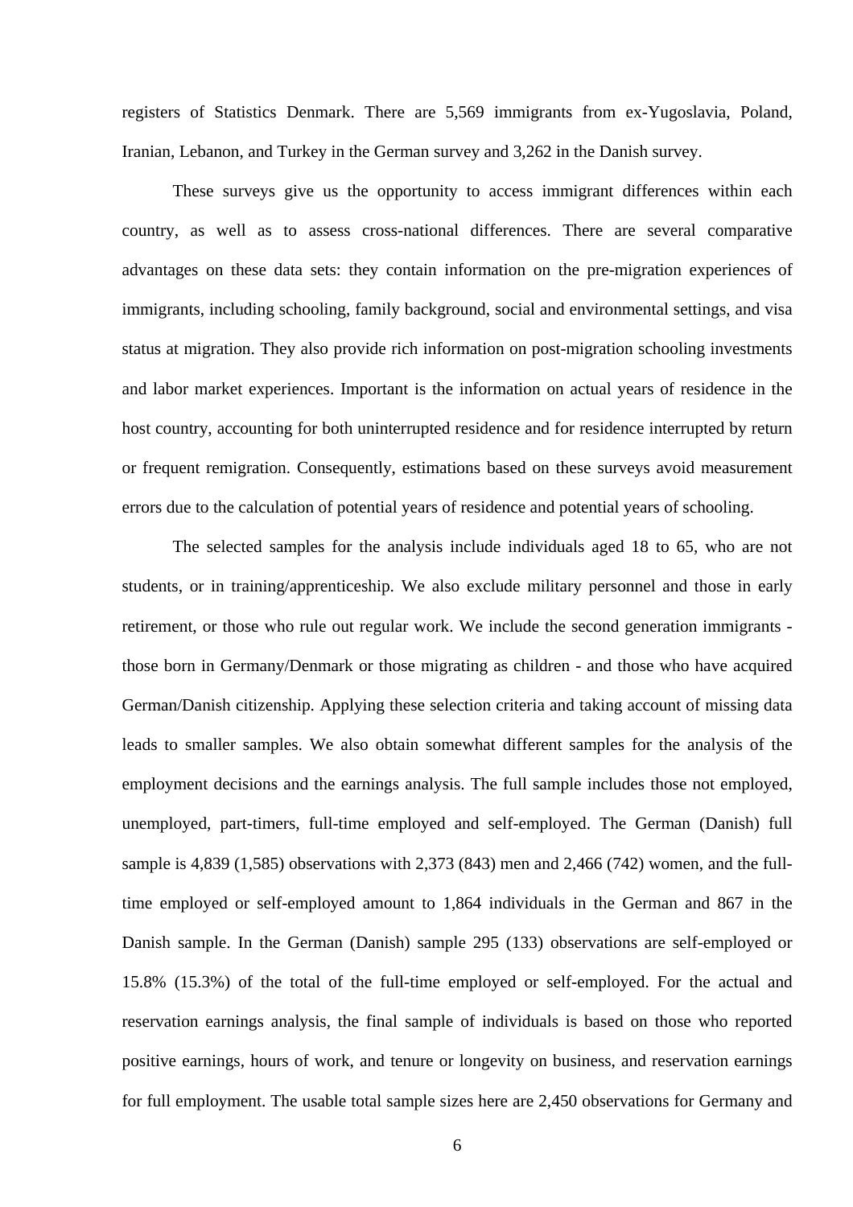registers of Statistics Denmark. There are 5,569 immigrants from ex-Yugoslavia, Poland, Iranian, Lebanon, and Turkey in the German survey and 3,262 in the Danish survey.

These surveys give us the opportunity to access immigrant differences within each country, as well as to assess cross-national differences. There are several comparative advantages on these data sets: they contain information on the pre-migration experiences of immigrants, including schooling, family background, social and environmental settings, and visa status at migration. They also provide rich information on post-migration schooling investments and labor market experiences. Important is the information on actual years of residence in the host country, accounting for both uninterrupted residence and for residence interrupted by return or frequent remigration. Consequently, estimations based on these surveys avoid measurement errors due to the calculation of potential years of residence and potential years of schooling.

The selected samples for the analysis include individuals aged 18 to 65, who are not students, or in training/apprenticeship. We also exclude military personnel and those in early retirement, or those who rule out regular work. We include the second generation immigrants - those born in Germany/Denmark or those migrating as children - and those who have acquired German/Danish citizenship. Applying these selection criteria and taking account of missing data leads to smaller samples. We also obtain somewhat different samples for the analysis of the employment decisions and the earnings analysis. The full sample includes those not employed, unemployed, part-timers, full-time employed and self-employed. The German (Danish) full sample is 4,839 (1,585) observations with 2,373 (843) men and 2,466 (742) women, and the full-time employed or self-employed amount to 1,864 individuals in the German and 867 in the Danish sample. In the German (Danish) sample 295 (133) observations are self-employed or 15.8% (15.3%) of the total of the full-time employed or self-employed. For the actual and reservation earnings analysis, the final sample of individuals is based on those who reported positive earnings, hours of work, and tenure or longevity on business, and reservation earnings for full employment. The usable total sample sizes here are 2,450 observations for Germany and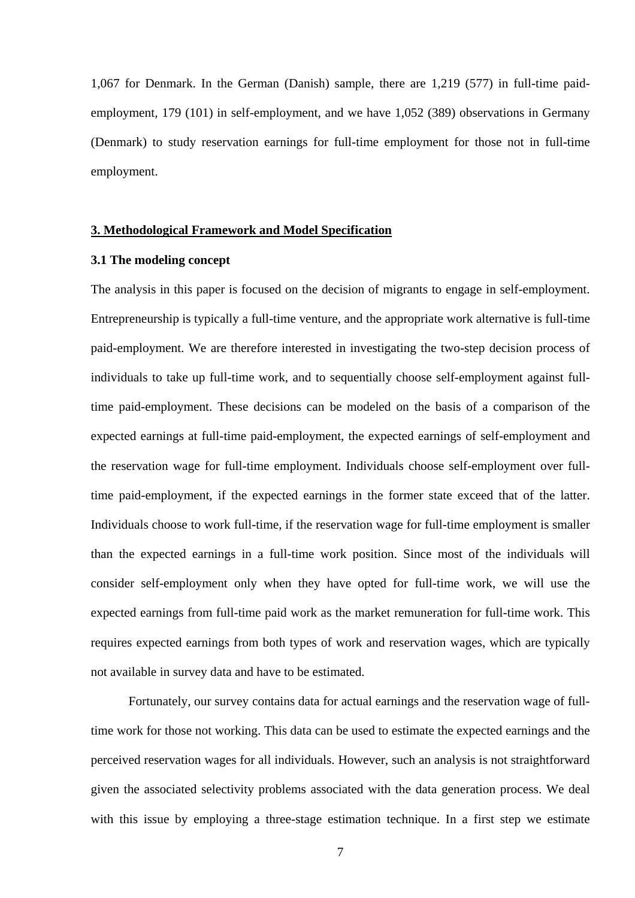1,067 for Denmark. In the German (Danish) sample, there are 1,219 (577) in full-time paid-employment, 179 (101) in self-employment, and we have 1,052 (389) observations in Germany (Denmark) to study reservation earnings for full-time employment for those not in full-time employment.

## 3. Methodological Framework and Model Specification

### 3.1 The modeling concept

The analysis in this paper is focused on the decision of migrants to engage in self-employment. Entrepreneurship is typically a full-time venture, and the appropriate work alternative is full-time paid-employment. We are therefore interested in investigating the two-step decision process of individuals to take up full-time work, and to sequentially choose self-employment against full-time paid-employment. These decisions can be modeled on the basis of a comparison of the expected earnings at full-time paid-employment, the expected earnings of self-employment and the reservation wage for full-time employment. Individuals choose self-employment over full-time paid-employment, if the expected earnings in the former state exceed that of the latter. Individuals choose to work full-time, if the reservation wage for full-time employment is smaller than the expected earnings in a full-time work position. Since most of the individuals will consider self-employment only when they have opted for full-time work, we will use the expected earnings from full-time paid work as the market remuneration for full-time work. This requires expected earnings from both types of work and reservation wages, which are typically not available in survey data and have to be estimated.

Fortunately, our survey contains data for actual earnings and the reservation wage of full-time work for those not working. This data can be used to estimate the expected earnings and the perceived reservation wages for all individuals. However, such an analysis is not straightforward given the associated selectivity problems associated with the data generation process. We deal with this issue by employing a three-stage estimation technique. In a first step we estimate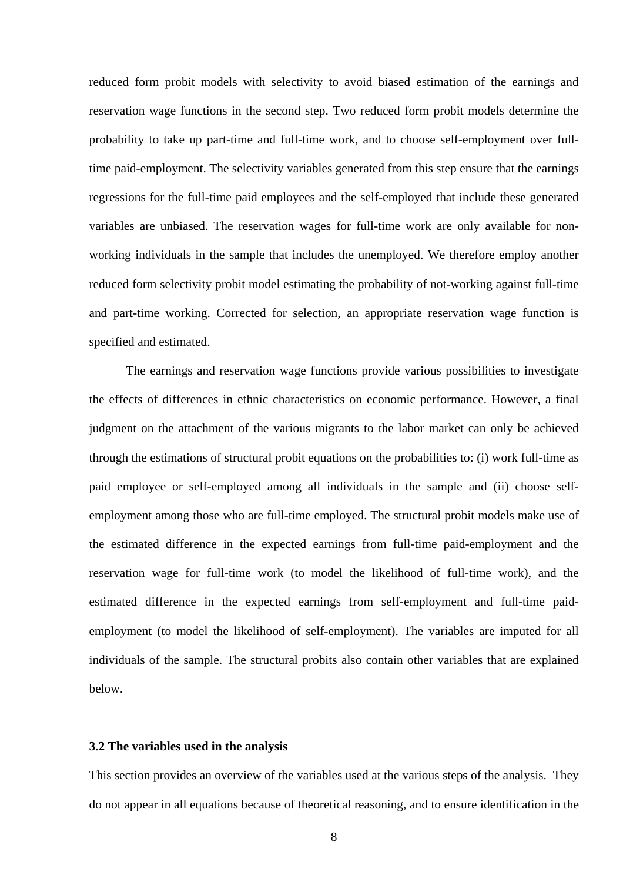reduced form probit models with selectivity to avoid biased estimation of the earnings and reservation wage functions in the second step. Two reduced form probit models determine the probability to take up part-time and full-time work, and to choose self-employment over full-time paid-employment. The selectivity variables generated from this step ensure that the earnings regressions for the full-time paid employees and the self-employed that include these generated variables are unbiased. The reservation wages for full-time work are only available for non-working individuals in the sample that includes the unemployed. We therefore employ another reduced form selectivity probit model estimating the probability of not-working against full-time and part-time working. Corrected for selection, an appropriate reservation wage function is specified and estimated.

The earnings and reservation wage functions provide various possibilities to investigate the effects of differences in ethnic characteristics on economic performance. However, a final judgment on the attachment of the various migrants to the labor market can only be achieved through the estimations of structural probit equations on the probabilities to: (i) work full-time as paid employee or self-employed among all individuals in the sample and (ii) choose self-employment among those who are full-time employed. The structural probit models make use of the estimated difference in the expected earnings from full-time paid-employment and the reservation wage for full-time work (to model the likelihood of full-time work), and the estimated difference in the expected earnings from self-employment and full-time paid-employment (to model the likelihood of self-employment). The variables are imputed for all individuals of the sample. The structural probits also contain other variables that are explained below.

### 3.2 The variables used in the analysis

This section provides an overview of the variables used at the various steps of the analysis. They do not appear in all equations because of theoretical reasoning, and to ensure identification in the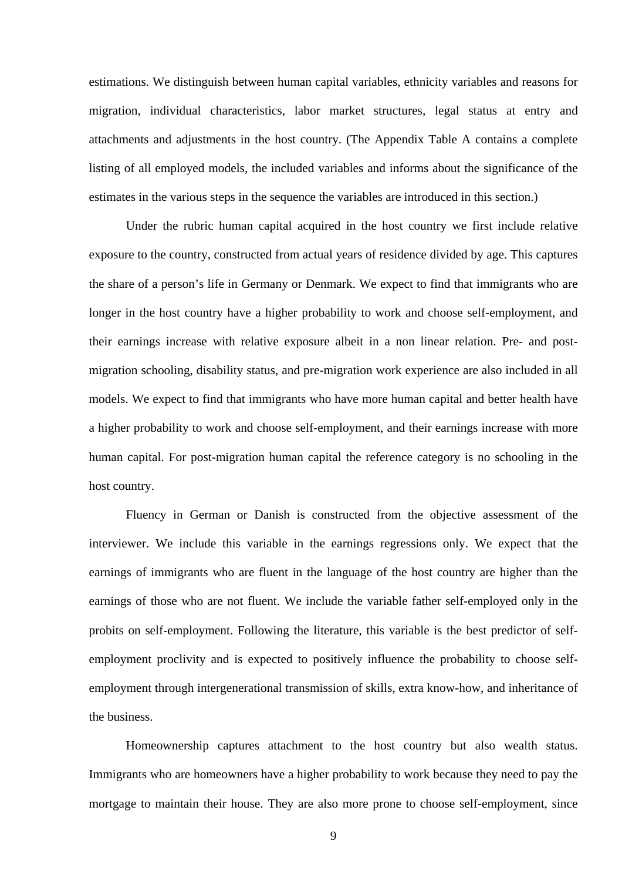estimations. We distinguish between human capital variables, ethnicity variables and reasons for migration, individual characteristics, labor market structures, legal status at entry and attachments and adjustments in the host country. (The Appendix Table A contains a complete listing of all employed models, the included variables and informs about the significance of the estimates in the various steps in the sequence the variables are introduced in this section.)

Under the rubric human capital acquired in the host country we first include relative exposure to the country, constructed from actual years of residence divided by age. This captures the share of a person's life in Germany or Denmark. We expect to find that immigrants who are longer in the host country have a higher probability to work and choose self-employment, and their earnings increase with relative exposure albeit in a non linear relation. Pre- and post-migration schooling, disability status, and pre-migration work experience are also included in all models. We expect to find that immigrants who have more human capital and better health have a higher probability to work and choose self-employment, and their earnings increase with more human capital. For post-migration human capital the reference category is no schooling in the host country.

Fluency in German or Danish is constructed from the objective assessment of the interviewer. We include this variable in the earnings regressions only. We expect that the earnings of immigrants who are fluent in the language of the host country are higher than the earnings of those who are not fluent. We include the variable father self-employed only in the probits on self-employment. Following the literature, this variable is the best predictor of self-employment proclivity and is expected to positively influence the probability to choose self-employment through intergenerational transmission of skills, extra know-how, and inheritance of the business.

Homeownership captures attachment to the host country but also wealth status. Immigrants who are homeowners have a higher probability to work because they need to pay the mortgage to maintain their house. They are also more prone to choose self-employment, since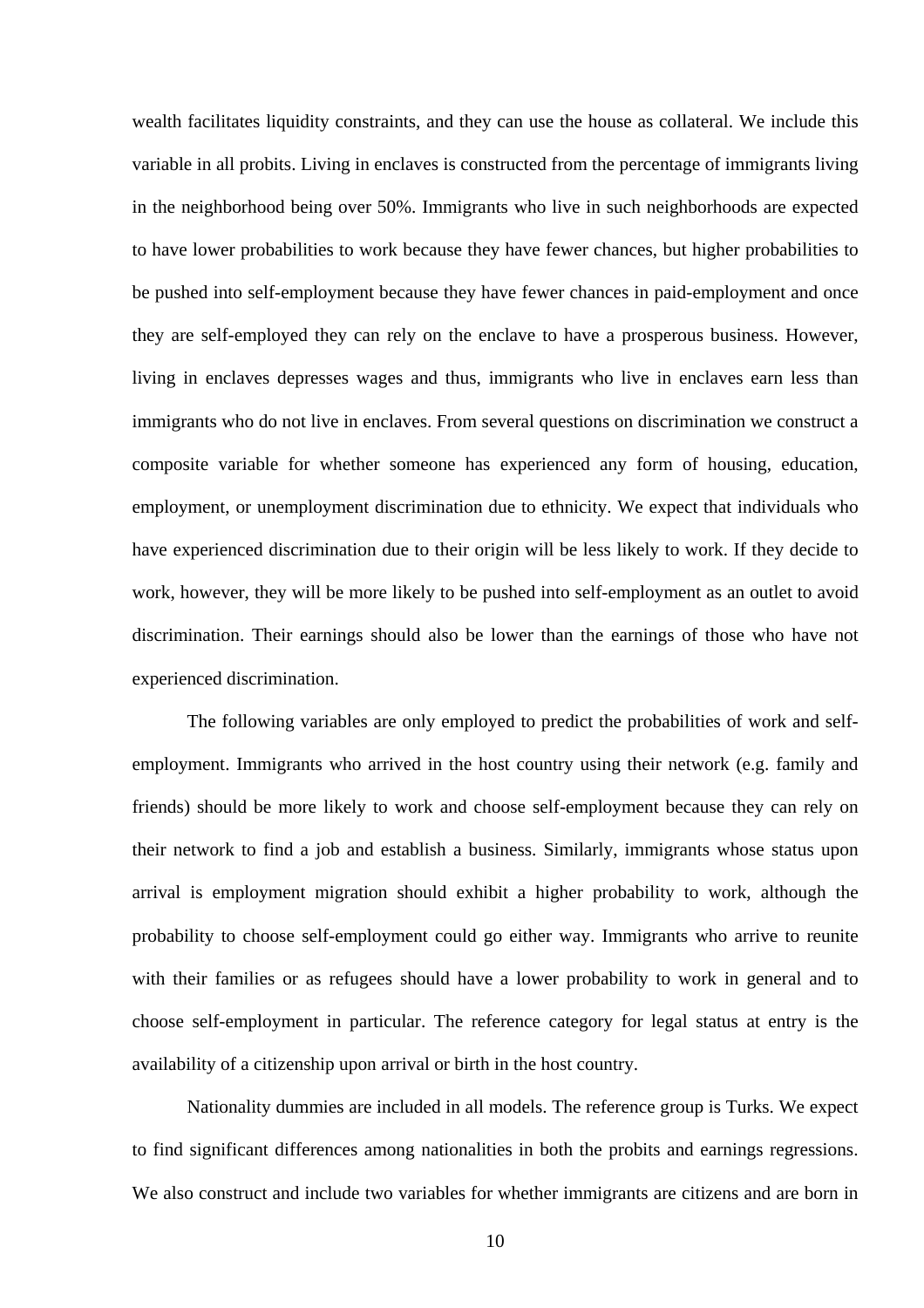wealth facilitates liquidity constraints, and they can use the house as collateral. We include this variable in all probits. Living in enclaves is constructed from the percentage of immigrants living in the neighborhood being over 50%. Immigrants who live in such neighborhoods are expected to have lower probabilities to work because they have fewer chances, but higher probabilities to be pushed into self-employment because they have fewer chances in paid-employment and once they are self-employed they can rely on the enclave to have a prosperous business. However, living in enclaves depresses wages and thus, immigrants who live in enclaves earn less than immigrants who do not live in enclaves. From several questions on discrimination we construct a composite variable for whether someone has experienced any form of housing, education, employment, or unemployment discrimination due to ethnicity. We expect that individuals who have experienced discrimination due to their origin will be less likely to work. If they decide to work, however, they will be more likely to be pushed into self-employment as an outlet to avoid discrimination. Their earnings should also be lower than the earnings of those who have not experienced discrimination.

The following variables are only employed to predict the probabilities of work and self-employment. Immigrants who arrived in the host country using their network (e.g. family and friends) should be more likely to work and choose self-employment because they can rely on their network to find a job and establish a business. Similarly, immigrants whose status upon arrival is employment migration should exhibit a higher probability to work, although the probability to choose self-employment could go either way. Immigrants who arrive to reunite with their families or as refugees should have a lower probability to work in general and to choose self-employment in particular. The reference category for legal status at entry is the availability of a citizenship upon arrival or birth in the host country.

Nationality dummies are included in all models. The reference group is Turks. We expect to find significant differences among nationalities in both the probits and earnings regressions. We also construct and include two variables for whether immigrants are citizens and are born in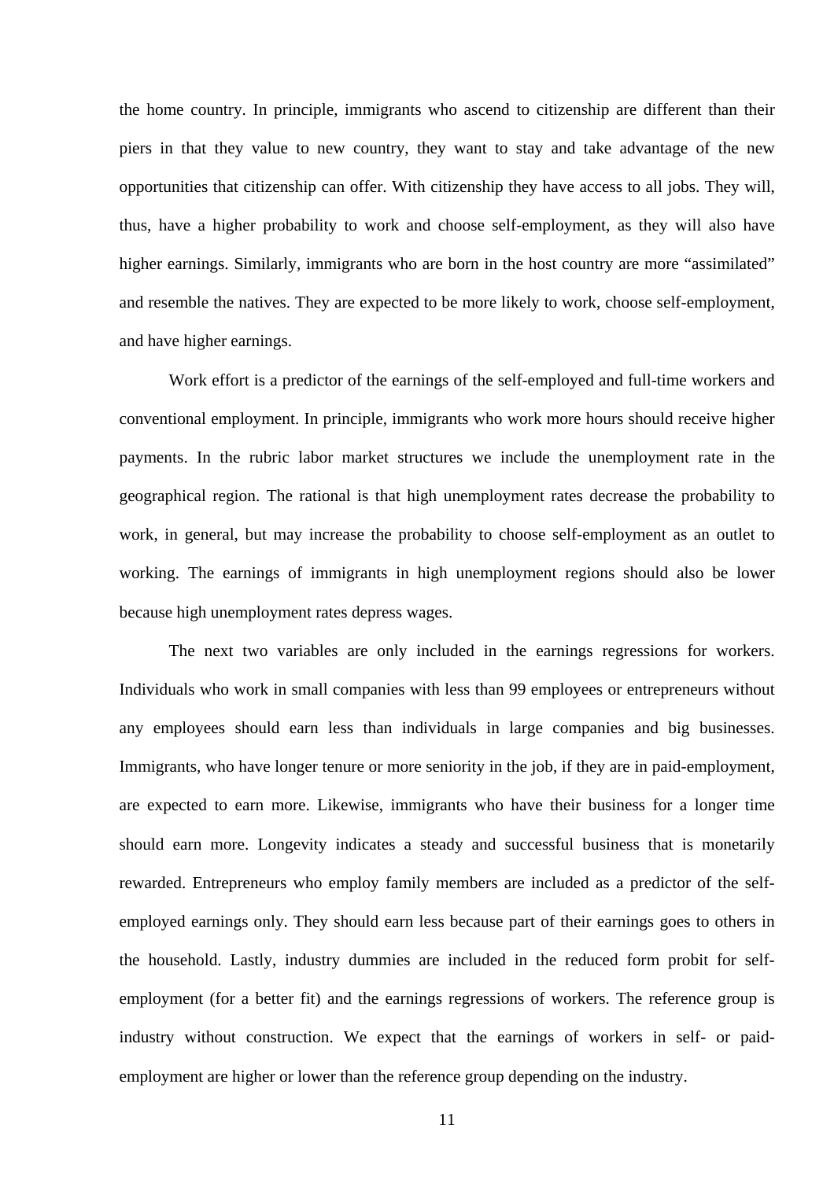the home country. In principle, immigrants who ascend to citizenship are different than their piers in that they value to new country, they want to stay and take advantage of the new opportunities that citizenship can offer. With citizenship they have access to all jobs. They will, thus, have a higher probability to work and choose self-employment, as they will also have higher earnings. Similarly, immigrants who are born in the host country are more "assimilated" and resemble the natives. They are expected to be more likely to work, choose self-employment, and have higher earnings.

Work effort is a predictor of the earnings of the self-employed and full-time workers and conventional employment. In principle, immigrants who work more hours should receive higher payments. In the rubric labor market structures we include the unemployment rate in the geographical region. The rational is that high unemployment rates decrease the probability to work, in general, but may increase the probability to choose self-employment as an outlet to working. The earnings of immigrants in high unemployment regions should also be lower because high unemployment rates depress wages.

The next two variables are only included in the earnings regressions for workers. Individuals who work in small companies with less than 99 employees or entrepreneurs without any employees should earn less than individuals in large companies and big businesses. Immigrants, who have longer tenure or more seniority in the job, if they are in paid-employment, are expected to earn more. Likewise, immigrants who have their business for a longer time should earn more. Longevity indicates a steady and successful business that is monetarily rewarded. Entrepreneurs who employ family members are included as a predictor of the self-employed earnings only. They should earn less because part of their earnings goes to others in the household. Lastly, industry dummies are included in the reduced form probit for self-employment (for a better fit) and the earnings regressions of workers. The reference group is industry without construction. We expect that the earnings of workers in self- or paid-employment are higher or lower than the reference group depending on the industry.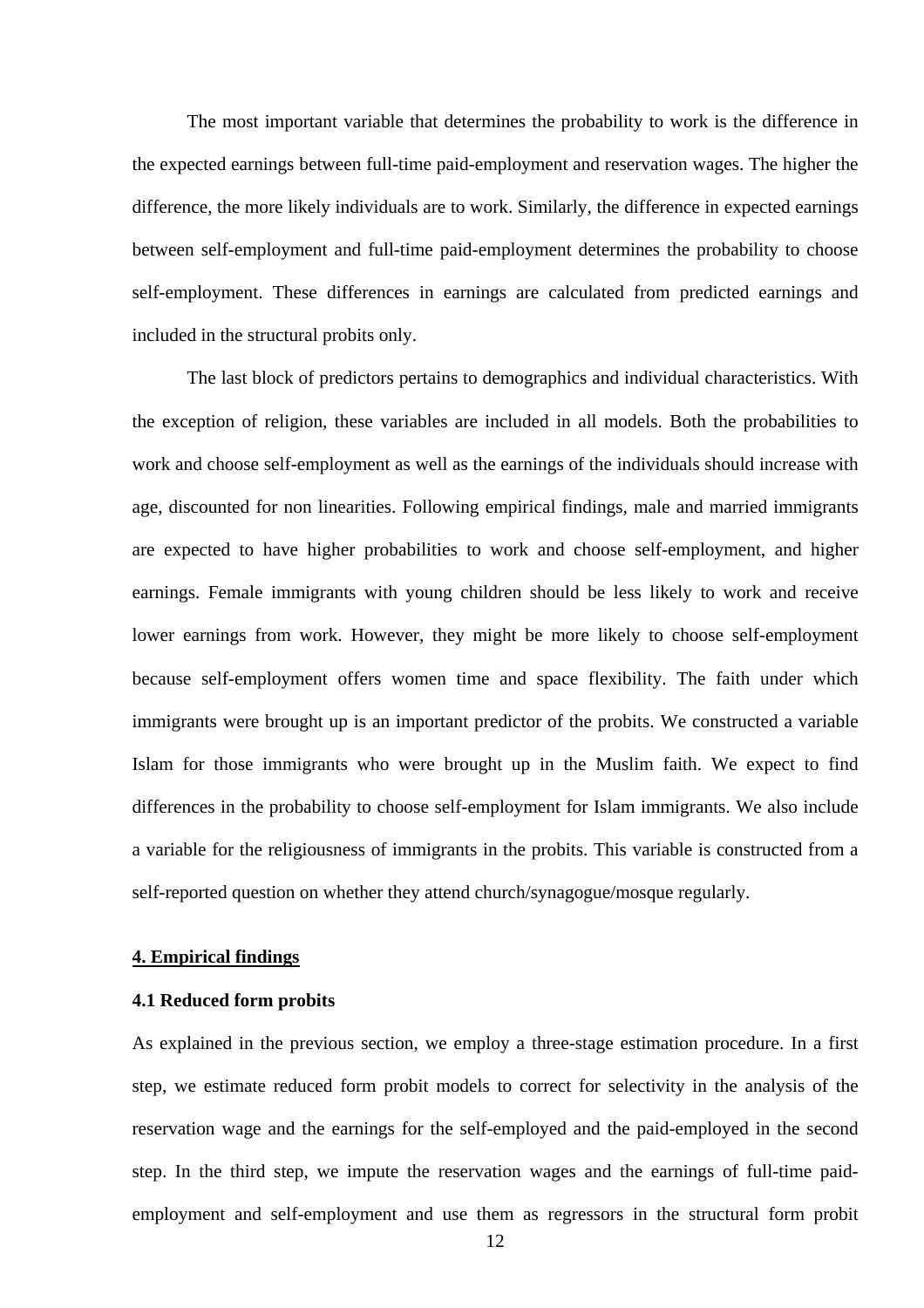The most important variable that determines the probability to work is the difference in the expected earnings between full-time paid-employment and reservation wages. The higher the difference, the more likely individuals are to work. Similarly, the difference in expected earnings between self-employment and full-time paid-employment determines the probability to choose self-employment. These differences in earnings are calculated from predicted earnings and included in the structural probits only.

The last block of predictors pertains to demographics and individual characteristics. With the exception of religion, these variables are included in all models. Both the probabilities to work and choose self-employment as well as the earnings of the individuals should increase with age, discounted for non linearities. Following empirical findings, male and married immigrants are expected to have higher probabilities to work and choose self-employment, and higher earnings. Female immigrants with young children should be less likely to work and receive lower earnings from work. However, they might be more likely to choose self-employment because self-employment offers women time and space flexibility. The faith under which immigrants were brought up is an important predictor of the probits. We constructed a variable Islam for those immigrants who were brought up in the Muslim faith. We expect to find differences in the probability to choose self-employment for Islam immigrants. We also include a variable for the religiousness of immigrants in the probits. This variable is constructed from a self-reported question on whether they attend church/synagogue/mosque regularly.

## 4. Empirical findings

### 4.1 Reduced form probits

As explained in the previous section, we employ a three-stage estimation procedure. In a first step, we estimate reduced form probit models to correct for selectivity in the analysis of the reservation wage and the earnings for the self-employed and the paid-employed in the second step. In the third step, we impute the reservation wages and the earnings of full-time paid-employment and self-employment and use them as regressors in the structural form probit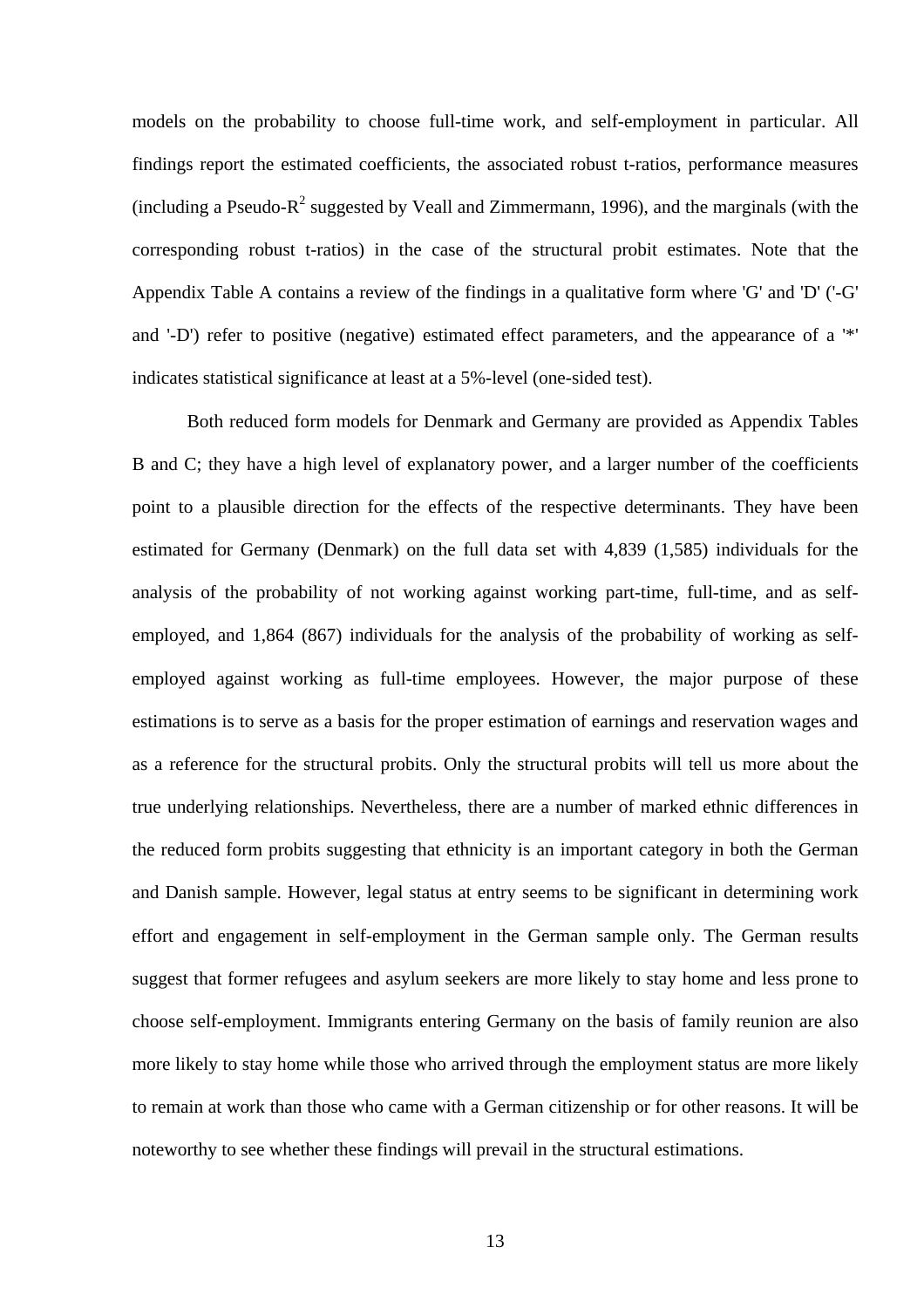models on the probability to choose full-time work, and self-employment in particular. All findings report the estimated coefficients, the associated robust t-ratios, performance measures (including a Pseudo-$R^2$ suggested by Veall and Zimmermann, 1996), and the marginals (with the corresponding robust t-ratios) in the case of the structural probit estimates. Note that the Appendix Table A contains a review of the findings in a qualitative form where 'G' and 'D' ('-G' and '-D') refer to positive (negative) estimated effect parameters, and the appearance of a '*' indicates statistical significance at least at a 5%-level (one-sided test).

Both reduced form models for Denmark and Germany are provided as Appendix Tables B and C; they have a high level of explanatory power, and a larger number of the coefficients point to a plausible direction for the effects of the respective determinants. They have been estimated for Germany (Denmark) on the full data set with 4,839 (1,585) individuals for the analysis of the probability of not working against working part-time, full-time, and as self-employed, and 1,864 (867) individuals for the analysis of the probability of working as self-employed against working as full-time employees. However, the major purpose of these estimations is to serve as a basis for the proper estimation of earnings and reservation wages and as a reference for the structural probits. Only the structural probits will tell us more about the true underlying relationships. Nevertheless, there are a number of marked ethnic differences in the reduced form probits suggesting that ethnicity is an important category in both the German and Danish sample. However, legal status at entry seems to be significant in determining work effort and engagement in self-employment in the German sample only. The German results suggest that former refugees and asylum seekers are more likely to stay home and less prone to choose self-employment. Immigrants entering Germany on the basis of family reunion are also more likely to stay home while those who arrived through the employment status are more likely to remain at work than those who came with a German citizenship or for other reasons. It will be noteworthy to see whether these findings will prevail in the structural estimations.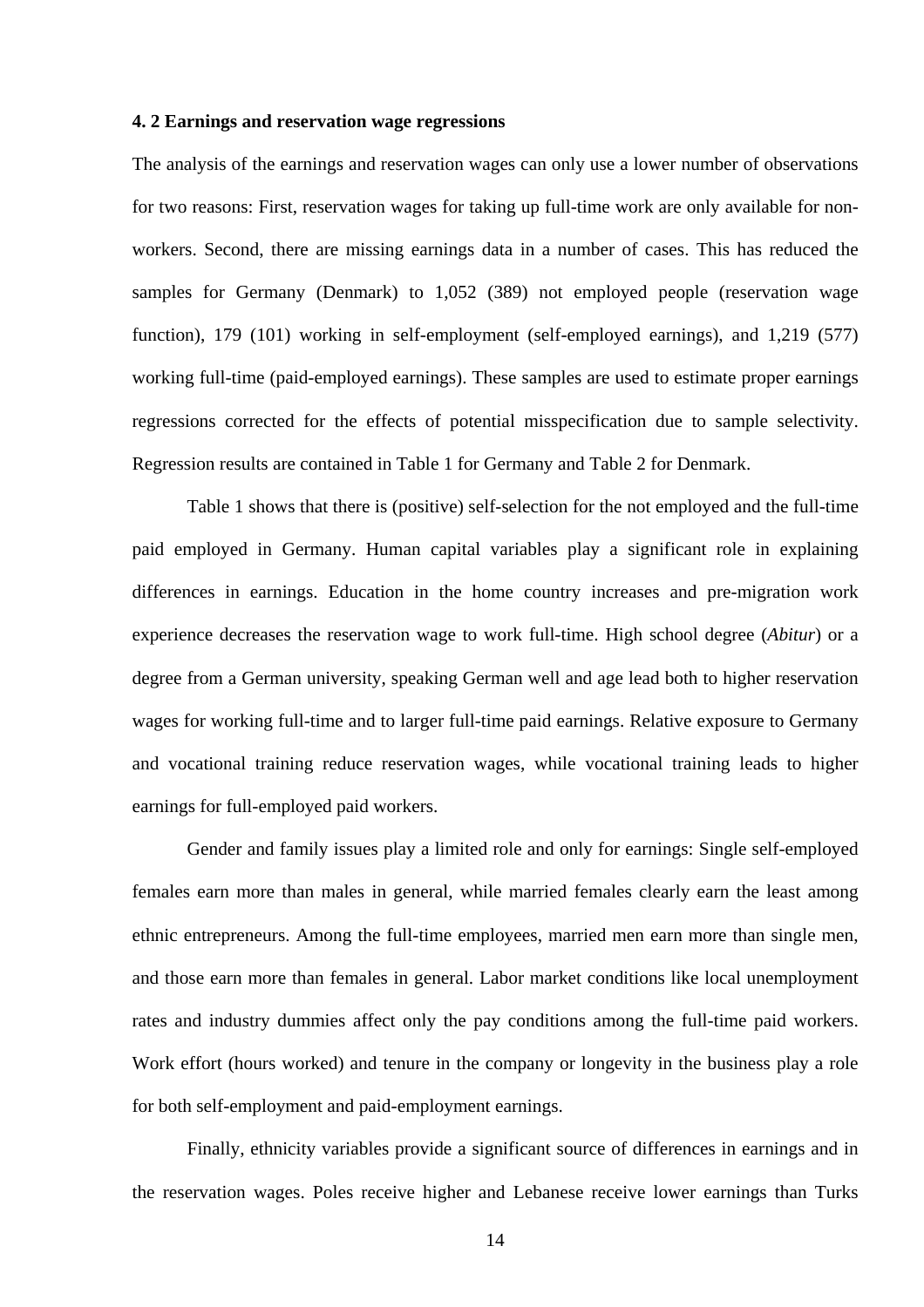### 4. 2 Earnings and reservation wage regressions

The analysis of the earnings and reservation wages can only use a lower number of observations for two reasons: First, reservation wages for taking up full-time work are only available for non-workers. Second, there are missing earnings data in a number of cases. This has reduced the samples for Germany (Denmark) to 1,052 (389) not employed people (reservation wage function), 179 (101) working in self-employment (self-employed earnings), and 1,219 (577) working full-time (paid-employed earnings). These samples are used to estimate proper earnings regressions corrected for the effects of potential misspecification due to sample selectivity. Regression results are contained in Table 1 for Germany and Table 2 for Denmark.

Table 1 shows that there is (positive) self-selection for the not employed and the full-time paid employed in Germany. Human capital variables play a significant role in explaining differences in earnings. Education in the home country increases and pre-migration work experience decreases the reservation wage to work full-time. High school degree (*Abitur*) or a degree from a German university, speaking German well and age lead both to higher reservation wages for working full-time and to larger full-time paid earnings. Relative exposure to Germany and vocational training reduce reservation wages, while vocational training leads to higher earnings for full-employed paid workers.

Gender and family issues play a limited role and only for earnings: Single self-employed females earn more than males in general, while married females clearly earn the least among ethnic entrepreneurs. Among the full-time employees, married men earn more than single men, and those earn more than females in general. Labor market conditions like local unemployment rates and industry dummies affect only the pay conditions among the full-time paid workers. Work effort (hours worked) and tenure in the company or longevity in the business play a role for both self-employment and paid-employment earnings.

Finally, ethnicity variables provide a significant source of differences in earnings and in the reservation wages. Poles receive higher and Lebanese receive lower earnings than Turks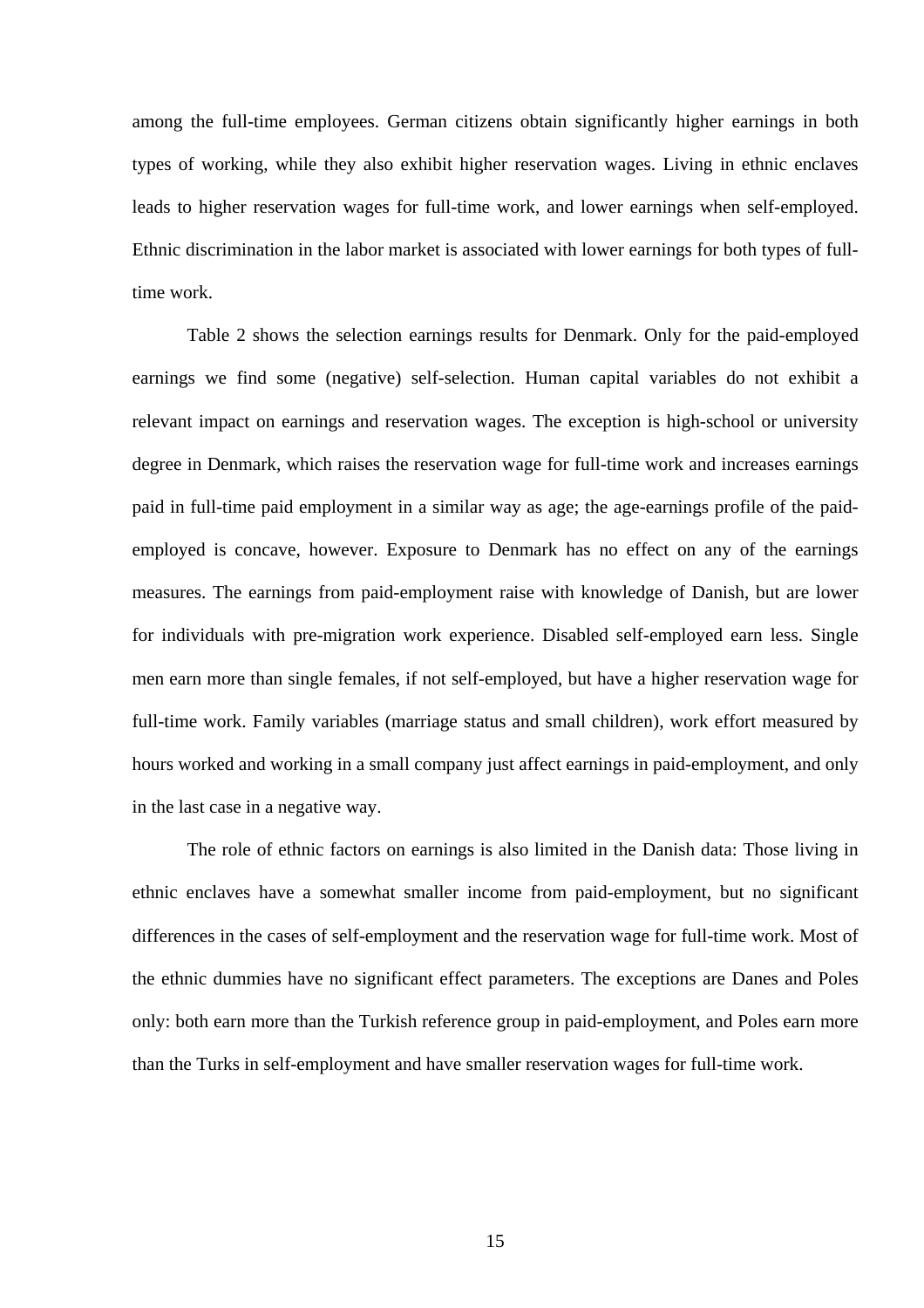among the full-time employees. German citizens obtain significantly higher earnings in both types of working, while they also exhibit higher reservation wages. Living in ethnic enclaves leads to higher reservation wages for full-time work, and lower earnings when self-employed. Ethnic discrimination in the labor market is associated with lower earnings for both types of full-time work.

Table 2 shows the selection earnings results for Denmark. Only for the paid-employed earnings we find some (negative) self-selection. Human capital variables do not exhibit a relevant impact on earnings and reservation wages. The exception is high-school or university degree in Denmark, which raises the reservation wage for full-time work and increases earnings paid in full-time paid employment in a similar way as age; the age-earnings profile of the paid-employed is concave, however. Exposure to Denmark has no effect on any of the earnings measures. The earnings from paid-employment raise with knowledge of Danish, but are lower for individuals with pre-migration work experience. Disabled self-employed earn less. Single men earn more than single females, if not self-employed, but have a higher reservation wage for full-time work. Family variables (marriage status and small children), work effort measured by hours worked and working in a small company just affect earnings in paid-employment, and only in the last case in a negative way.

The role of ethnic factors on earnings is also limited in the Danish data: Those living in ethnic enclaves have a somewhat smaller income from paid-employment, but no significant differences in the cases of self-employment and the reservation wage for full-time work. Most of the ethnic dummies have no significant effect parameters. The exceptions are Danes and Poles only: both earn more than the Turkish reference group in paid-employment, and Poles earn more than the Turks in self-employment and have smaller reservation wages for full-time work.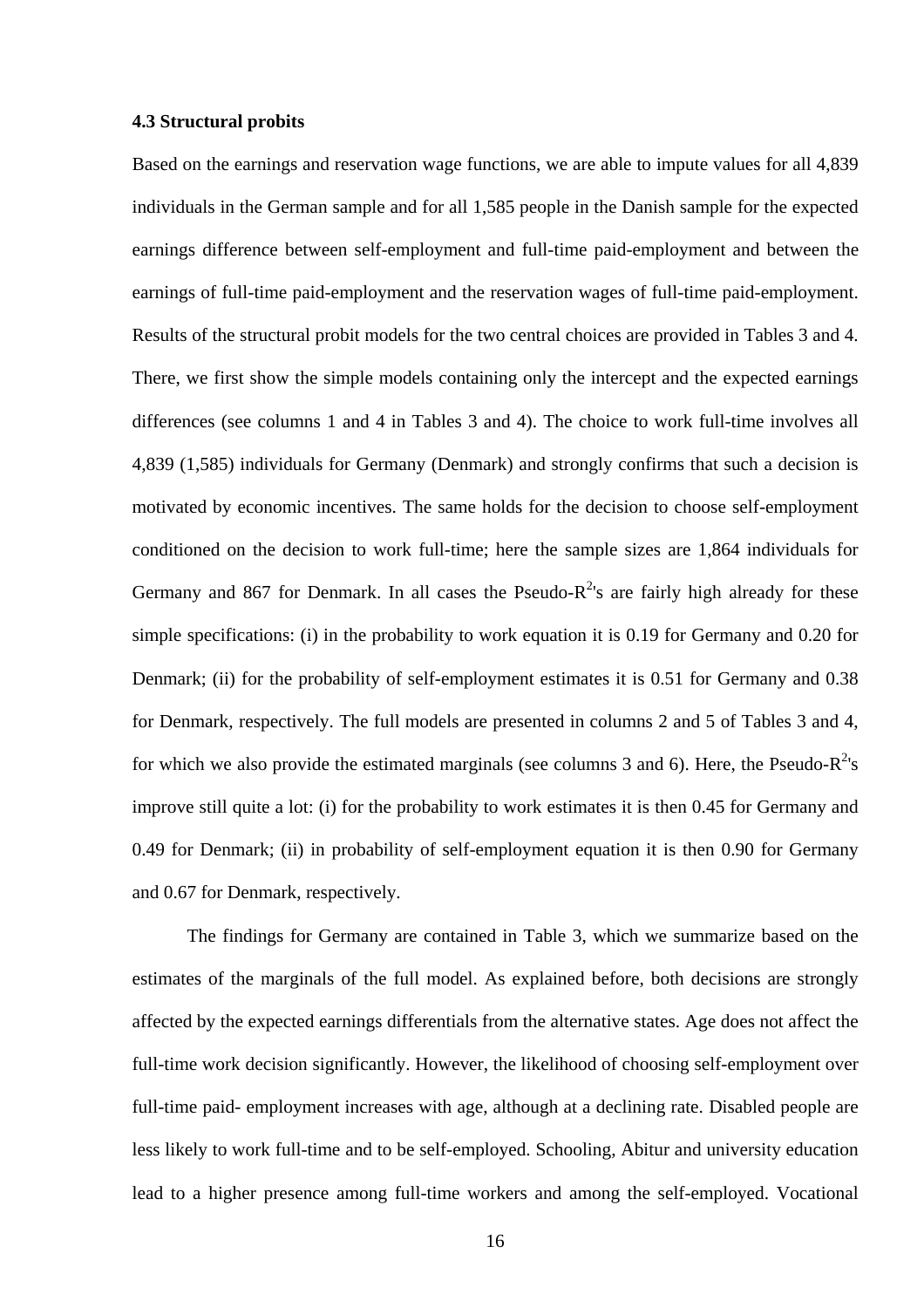### 4.3 Structural probits

Based on the earnings and reservation wage functions, we are able to impute values for all 4,839 individuals in the German sample and for all 1,585 people in the Danish sample for the expected earnings difference between self-employment and full-time paid-employment and between the earnings of full-time paid-employment and the reservation wages of full-time paid-employment. Results of the structural probit models for the two central choices are provided in Tables 3 and 4. There, we first show the simple models containing only the intercept and the expected earnings differences (see columns 1 and 4 in Tables 3 and 4). The choice to work full-time involves all 4,839 (1,585) individuals for Germany (Denmark) and strongly confirms that such a decision is motivated by economic incentives. The same holds for the decision to choose self-employment conditioned on the decision to work full-time; here the sample sizes are 1,864 individuals for Germany and 867 for Denmark. In all cases the Pseudo-$R^2$'s are fairly high already for these simple specifications: (i) in the probability to work equation it is 0.19 for Germany and 0.20 for Denmark; (ii) for the probability of self-employment estimates it is 0.51 for Germany and 0.38 for Denmark, respectively. The full models are presented in columns 2 and 5 of Tables 3 and 4, for which we also provide the estimated marginals (see columns 3 and 6). Here, the Pseudo-$R^2$'s improve still quite a lot: (i) for the probability to work estimates it is then 0.45 for Germany and 0.49 for Denmark; (ii) in probability of self-employment equation it is then 0.90 for Germany and 0.67 for Denmark, respectively.

The findings for Germany are contained in Table 3, which we summarize based on the estimates of the marginals of the full model. As explained before, both decisions are strongly affected by the expected earnings differentials from the alternative states. Age does not affect the full-time work decision significantly. However, the likelihood of choosing self-employment over full-time paid- employment increases with age, although at a declining rate. Disabled people are less likely to work full-time and to be self-employed. Schooling, Abitur and university education lead to a higher presence among full-time workers and among the self-employed. Vocational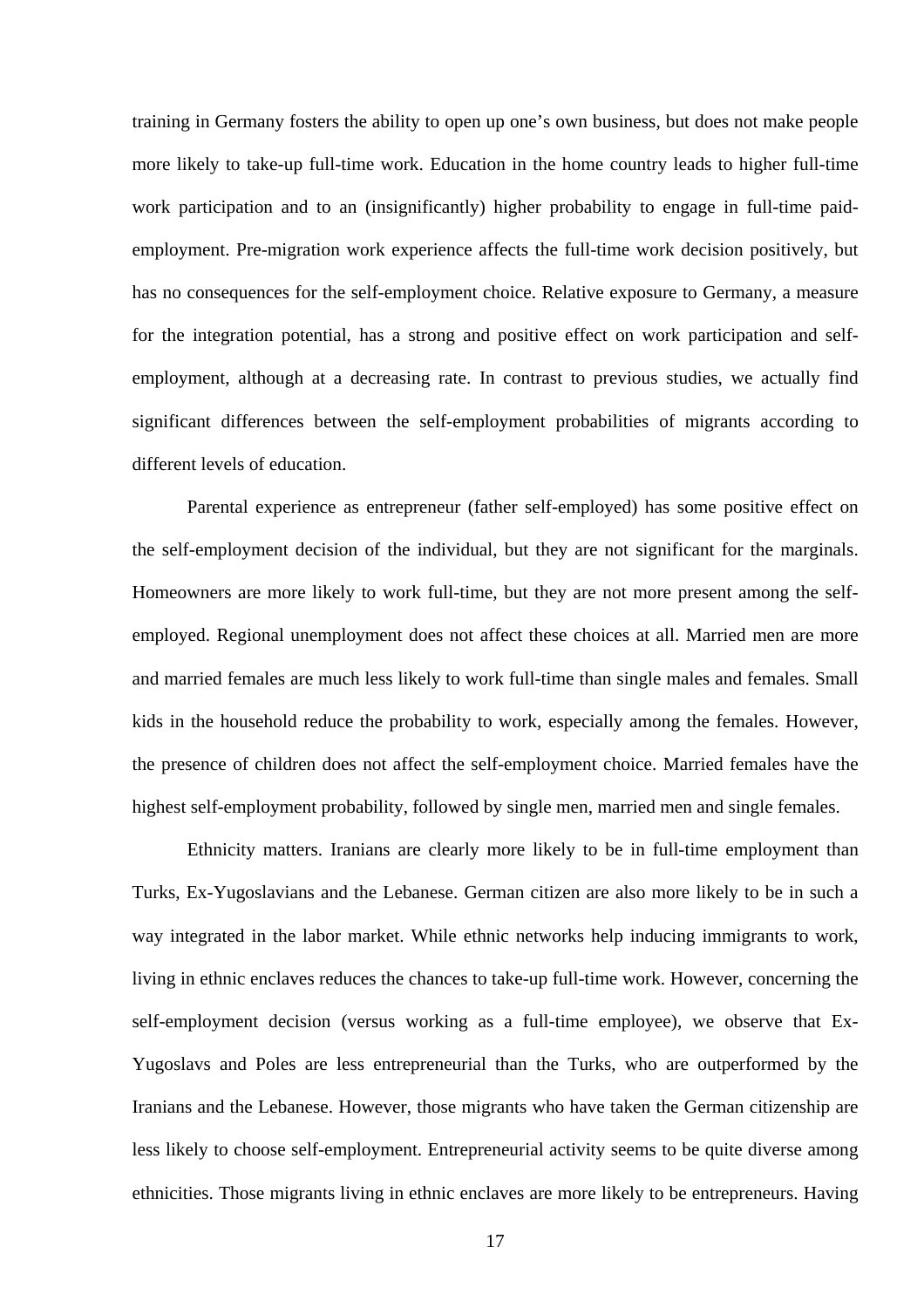training in Germany fosters the ability to open up one's own business, but does not make people more likely to take-up full-time work. Education in the home country leads to higher full-time work participation and to an (insignificantly) higher probability to engage in full-time paid-employment. Pre-migration work experience affects the full-time work decision positively, but has no consequences for the self-employment choice. Relative exposure to Germany, a measure for the integration potential, has a strong and positive effect on work participation and self-employment, although at a decreasing rate. In contrast to previous studies, we actually find significant differences between the self-employment probabilities of migrants according to different levels of education.

Parental experience as entrepreneur (father self-employed) has some positive effect on the self-employment decision of the individual, but they are not significant for the marginals. Homeowners are more likely to work full-time, but they are not more present among the self-employed. Regional unemployment does not affect these choices at all. Married men are more and married females are much less likely to work full-time than single males and females. Small kids in the household reduce the probability to work, especially among the females. However, the presence of children does not affect the self-employment choice. Married females have the highest self-employment probability, followed by single men, married men and single females.

Ethnicity matters. Iranians are clearly more likely to be in full-time employment than Turks, Ex-Yugoslavians and the Lebanese. German citizen are also more likely to be in such a way integrated in the labor market. While ethnic networks help inducing immigrants to work, living in ethnic enclaves reduces the chances to take-up full-time work. However, concerning the self-employment decision (versus working as a full-time employee), we observe that Ex-Yugoslavs and Poles are less entrepreneurial than the Turks, who are outperformed by the Iranians and the Lebanese. However, those migrants who have taken the German citizenship are less likely to choose self-employment. Entrepreneurial activity seems to be quite diverse among ethnicities. Those migrants living in ethnic enclaves are more likely to be entrepreneurs. Having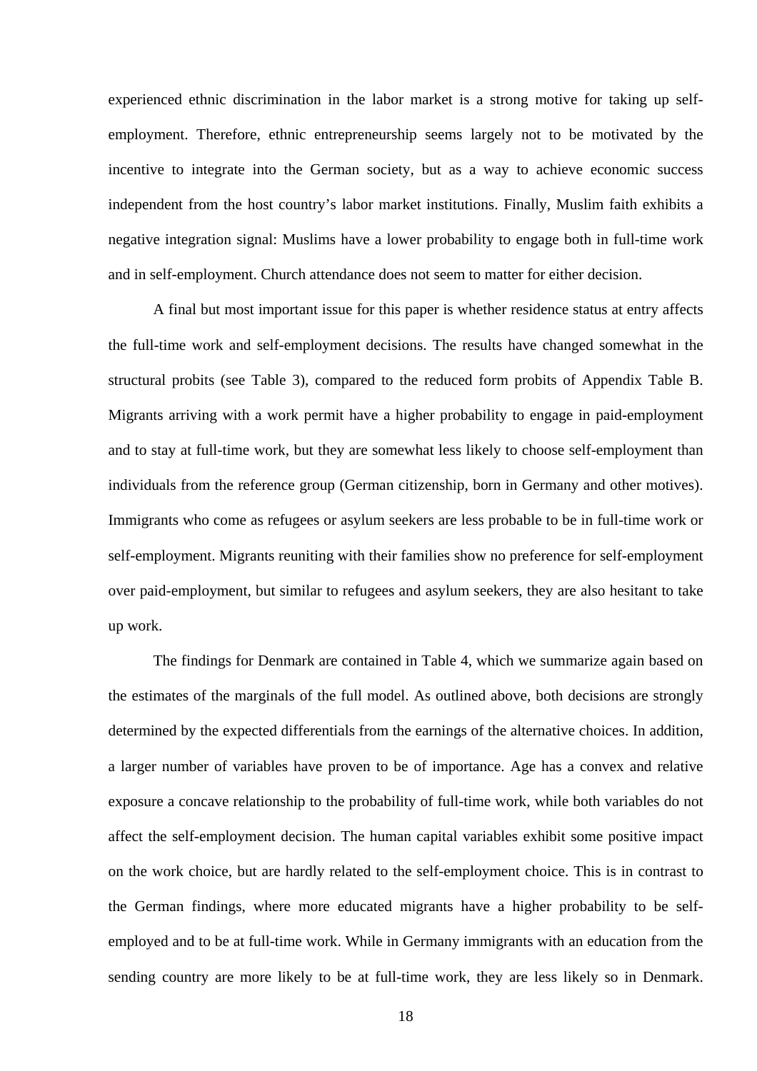experienced ethnic discrimination in the labor market is a strong motive for taking up self-employment. Therefore, ethnic entrepreneurship seems largely not to be motivated by the incentive to integrate into the German society, but as a way to achieve economic success independent from the host country's labor market institutions. Finally, Muslim faith exhibits a negative integration signal: Muslims have a lower probability to engage both in full-time work and in self-employment. Church attendance does not seem to matter for either decision.

A final but most important issue for this paper is whether residence status at entry affects the full-time work and self-employment decisions. The results have changed somewhat in the structural probits (see Table 3), compared to the reduced form probits of Appendix Table B. Migrants arriving with a work permit have a higher probability to engage in paid-employment and to stay at full-time work, but they are somewhat less likely to choose self-employment than individuals from the reference group (German citizenship, born in Germany and other motives). Immigrants who come as refugees or asylum seekers are less probable to be in full-time work or self-employment. Migrants reuniting with their families show no preference for self-employment over paid-employment, but similar to refugees and asylum seekers, they are also hesitant to take up work.

The findings for Denmark are contained in Table 4, which we summarize again based on the estimates of the marginals of the full model. As outlined above, both decisions are strongly determined by the expected differentials from the earnings of the alternative choices. In addition, a larger number of variables have proven to be of importance. Age has a convex and relative exposure a concave relationship to the probability of full-time work, while both variables do not affect the self-employment decision. The human capital variables exhibit some positive impact on the work choice, but are hardly related to the self-employment choice. This is in contrast to the German findings, where more educated migrants have a higher probability to be self-employed and to be at full-time work. While in Germany immigrants with an education from the sending country are more likely to be at full-time work, they are less likely so in Denmark.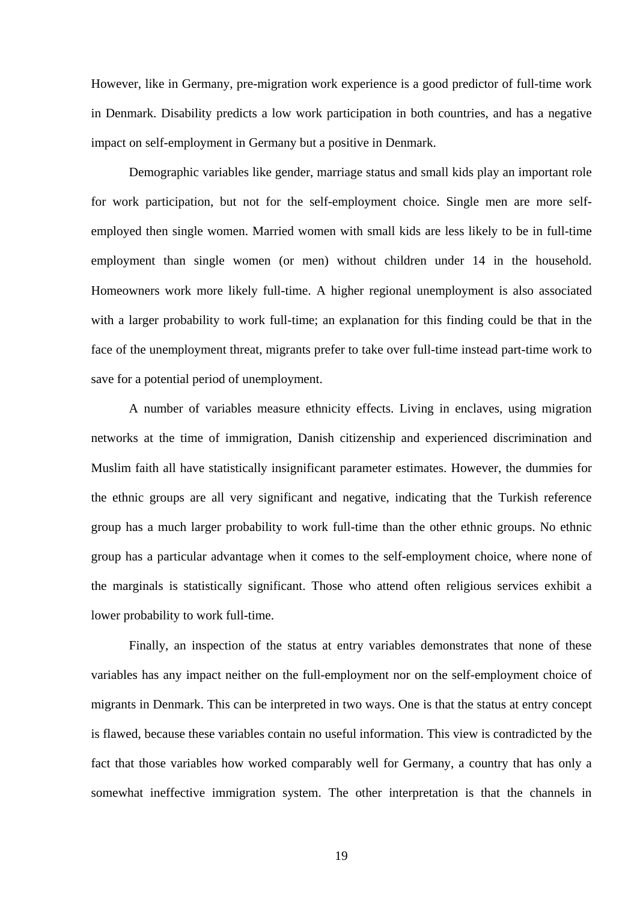However, like in Germany, pre-migration work experience is a good predictor of full-time work in Denmark. Disability predicts a low work participation in both countries, and has a negative impact on self-employment in Germany but a positive in Denmark.

Demographic variables like gender, marriage status and small kids play an important role for work participation, but not for the self-employment choice. Single men are more self-employed then single women. Married women with small kids are less likely to be in full-time employment than single women (or men) without children under 14 in the household. Homeowners work more likely full-time. A higher regional unemployment is also associated with a larger probability to work full-time; an explanation for this finding could be that in the face of the unemployment threat, migrants prefer to take over full-time instead part-time work to save for a potential period of unemployment.

A number of variables measure ethnicity effects. Living in enclaves, using migration networks at the time of immigration, Danish citizenship and experienced discrimination and Muslim faith all have statistically insignificant parameter estimates. However, the dummies for the ethnic groups are all very significant and negative, indicating that the Turkish reference group has a much larger probability to work full-time than the other ethnic groups. No ethnic group has a particular advantage when it comes to the self-employment choice, where none of the marginals is statistically significant. Those who attend often religious services exhibit a lower probability to work full-time.

Finally, an inspection of the status at entry variables demonstrates that none of these variables has any impact neither on the full-employment nor on the self-employment choice of migrants in Denmark. This can be interpreted in two ways. One is that the status at entry concept is flawed, because these variables contain no useful information. This view is contradicted by the fact that those variables how worked comparably well for Germany, a country that has only a somewhat ineffective immigration system. The other interpretation is that the channels in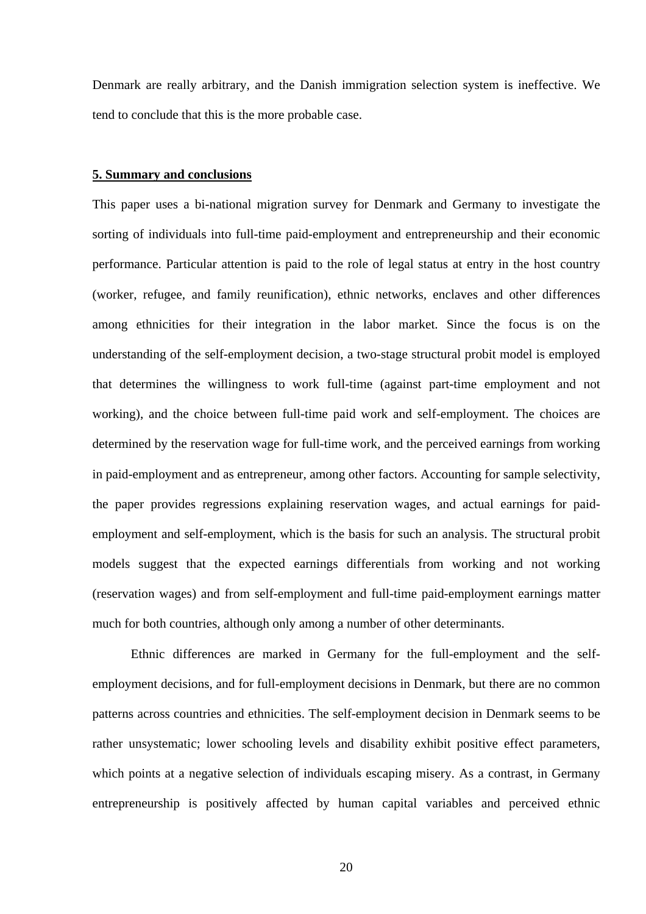Denmark are really arbitrary, and the Danish immigration selection system is ineffective. We tend to conclude that this is the more probable case.

## 5. Summary and conclusions

This paper uses a bi-national migration survey for Denmark and Germany to investigate the sorting of individuals into full-time paid-employment and entrepreneurship and their economic performance. Particular attention is paid to the role of legal status at entry in the host country (worker, refugee, and family reunification), ethnic networks, enclaves and other differences among ethnicities for their integration in the labor market. Since the focus is on the understanding of the self-employment decision, a two-stage structural probit model is employed that determines the willingness to work full-time (against part-time employment and not working), and the choice between full-time paid work and self-employment. The choices are determined by the reservation wage for full-time work, and the perceived earnings from working in paid-employment and as entrepreneur, among other factors. Accounting for sample selectivity, the paper provides regressions explaining reservation wages, and actual earnings for paid-employment and self-employment, which is the basis for such an analysis. The structural probit models suggest that the expected earnings differentials from working and not working (reservation wages) and from self-employment and full-time paid-employment earnings matter much for both countries, although only among a number of other determinants.

Ethnic differences are marked in Germany for the full-employment and the self-employment decisions, and for full-employment decisions in Denmark, but there are no common patterns across countries and ethnicities. The self-employment decision in Denmark seems to be rather unsystematic; lower schooling levels and disability exhibit positive effect parameters, which points at a negative selection of individuals escaping misery. As a contrast, in Germany entrepreneurship is positively affected by human capital variables and perceived ethnic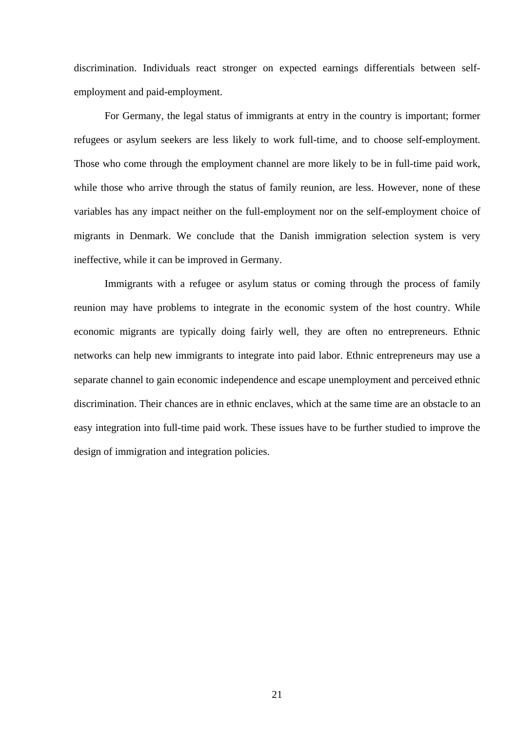discrimination. Individuals react stronger on expected earnings differentials between self-employment and paid-employment.

For Germany, the legal status of immigrants at entry in the country is important; former refugees or asylum seekers are less likely to work full-time, and to choose self-employment. Those who come through the employment channel are more likely to be in full-time paid work, while those who arrive through the status of family reunion, are less. However, none of these variables has any impact neither on the full-employment nor on the self-employment choice of migrants in Denmark. We conclude that the Danish immigration selection system is very ineffective, while it can be improved in Germany.

Immigrants with a refugee or asylum status or coming through the process of family reunion may have problems to integrate in the economic system of the host country. While economic migrants are typically doing fairly well, they are often no entrepreneurs. Ethnic networks can help new immigrants to integrate into paid labor. Ethnic entrepreneurs may use a separate channel to gain economic independence and escape unemployment and perceived ethnic discrimination. Their chances are in ethnic enclaves, which at the same time are an obstacle to an easy integration into full-time paid work. These issues have to be further studied to improve the design of immigration and integration policies.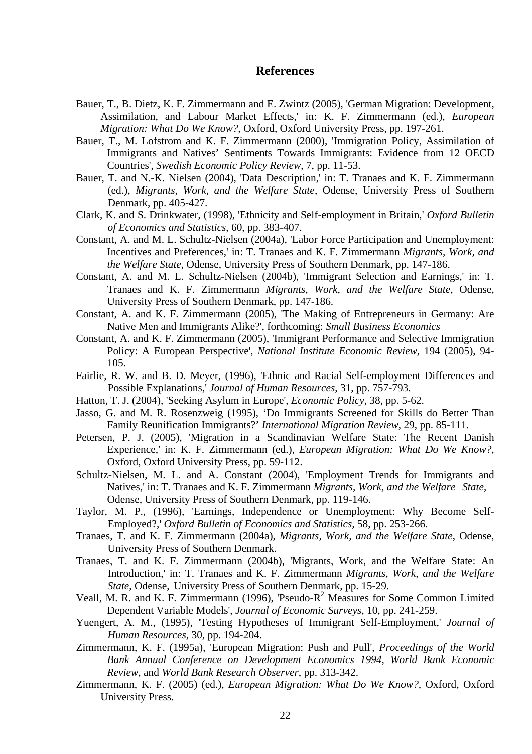## References

Bauer, T., B. Dietz, K. F. Zimmermann and E. Zwintz (2005), 'German Migration: Development, Assimilation, and Labour Market Effects,' in: K. F. Zimmermann (ed.), *European Migration: What Do We Know?*, Oxford, Oxford University Press, pp. 197-261.

Bauer, T., M. Lofstrom and K. F. Zimmermann (2000), 'Immigration Policy, Assimilation of Immigrants and Natives' Sentiments Towards Immigrants: Evidence from 12 OECD Countries', *Swedish Economic Policy Review*, 7, pp. 11-53.

Bauer, T. and N.-K. Nielsen (2004), 'Data Description,' in: T. Tranaes and K. F. Zimmermann (ed.), *Migrants, Work, and the Welfare State*, Odense, University Press of Southern Denmark, pp. 405-427.

Clark, K. and S. Drinkwater, (1998), 'Ethnicity and Self-employment in Britain,' *Oxford Bulletin of Economics and Statistics*, 60, pp. 383-407.

Constant, A. and M. L. Schultz-Nielsen (2004a), 'Labor Force Participation and Unemployment: Incentives and Preferences,' in: T. Tranaes and K. F. Zimmermann *Migrants, Work, and the Welfare State*, Odense, University Press of Southern Denmark, pp. 147-186.

Constant, A. and M. L. Schultz-Nielsen (2004b), 'Immigrant Selection and Earnings,' in: T. Tranaes and K. F. Zimmermann *Migrants, Work, and the Welfare State*, Odense, University Press of Southern Denmark, pp. 147-186.

Constant, A. and K. F. Zimmermann (2005), 'The Making of Entrepreneurs in Germany: Are Native Men and Immigrants Alike?', forthcoming: *Small Business Economics*

Constant, A. and K. F. Zimmermann (2005), 'Immigrant Performance and Selective Immigration Policy: A European Perspective', *National Institute Economic Review*, 194 (2005), 94-105.

Fairlie, R. W. and B. D. Meyer, (1996), 'Ethnic and Racial Self-employment Differences and Possible Explanations,' *Journal of Human Resources*, 31, pp. 757-793.

Hatton, T. J. (2004), 'Seeking Asylum in Europe', *Economic Policy*, 38, pp. 5-62.

Jasso, G. and M. R. Rosenzweig (1995), 'Do Immigrants Screened for Skills do Better Than Family Reunification Immigrants?' *International Migration Review*, 29, pp. 85-111.

Petersen, P. J. (2005), 'Migration in a Scandinavian Welfare State: The Recent Danish Experience,' in: K. F. Zimmermann (ed.), *European Migration: What Do We Know?*, Oxford, Oxford University Press, pp. 59-112.

Schultz-Nielsen, M. L. and A. Constant (2004), 'Employment Trends for Immigrants and Natives,' in: T. Tranaes and K. F. Zimmermann *Migrants, Work, and the Welfare State*, Odense, University Press of Southern Denmark, pp. 119-146.

Taylor, M. P., (1996), 'Earnings, Independence or Unemployment: Why Become Self-Employed?,' *Oxford Bulletin of Economics and Statistics*, 58, pp. 253-266.

Tranaes, T. and K. F. Zimmermann (2004a), *Migrants, Work, and the Welfare State*, Odense, University Press of Southern Denmark.

Tranaes, T. and K. F. Zimmermann (2004b), 'Migrants, Work, and the Welfare State: An Introduction,' in: T. Tranaes and K. F. Zimmermann *Migrants, Work, and the Welfare State*, Odense, University Press of Southern Denmark, pp. 15-29.

Veall, M. R. and K. F. Zimmermann (1996), 'Pseudo-$R^2$ Measures for Some Common Limited Dependent Variable Models', *Journal of Economic Surveys*, 10, pp. 241-259.

Yuengert, A. M., (1995), 'Testing Hypotheses of Immigrant Self-Employment,' *Journal of Human Resources*, 30, pp. 194-204.

Zimmermann, K. F. (1995a), 'European Migration: Push and Pull', *Proceedings of the World Bank Annual Conference on Development Economics 1994, World Bank Economic Review*, and *World Bank Research Observer*, pp. 313-342.

Zimmermann, K. F. (2005) (ed.), *European Migration: What Do We Know?*, Oxford, Oxford University Press.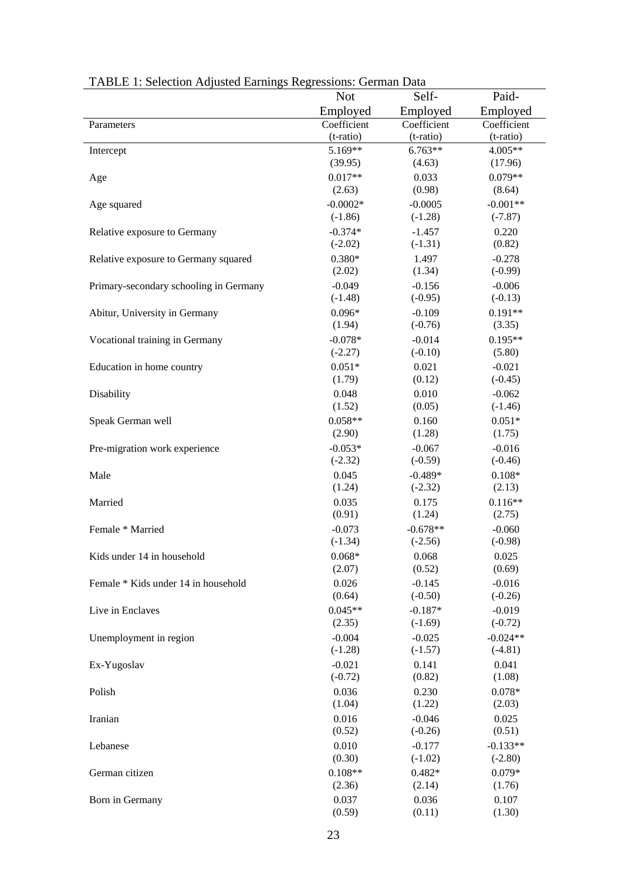TABLE 1: Selection Adjusted Earnings Regressions: German Data

| | Not Employed | Self-Employed | Paid-Employed |
|---|---|---|---|
| Parameters | Coefficient (t-ratio) | Coefficient (t-ratio) | Coefficient (t-ratio) |
| Intercept | 5.169** (39.95) | 6.763** (4.63) | 4.005** (17.96) |
| Age | 0.017** (2.63) | 0.033 (0.98) | 0.079** (8.64) |
| Age squared | -0.0002* (-1.86) | -0.0005 (-1.28) | -0.001** (-7.87) |
| Relative exposure to Germany | -0.374* (-2.02) | -1.457 (-1.31) | 0.220 (0.82) |
| Relative exposure to Germany squared | 0.380* (2.02) | 1.497 (1.34) | -0.278 (-0.99) |
| Primary-secondary schooling in Germany | -0.049 (-1.48) | -0.156 (-0.95) | -0.006 (-0.13) |
| Abitur, University in Germany | 0.096* (1.94) | -0.109 (-0.76) | 0.191** (3.35) |
| Vocational training in Germany | -0.078* (-2.27) | -0.014 (-0.10) | 0.195** (5.80) |
| Education in home country | 0.051* (1.79) | 0.021 (0.12) | -0.021 (-0.45) |
| Disability | 0.048 (1.52) | 0.010 (0.05) | -0.062 (-1.46) |
| Speak German well | 0.058** (2.90) | 0.160 (1.28) | 0.051* (1.75) |
| Pre-migration work experience | -0.053* (-2.32) | -0.067 (-0.59) | -0.016 (-0.46) |
| Male | 0.045 (1.24) | -0.489* (-2.32) | 0.108* (2.13) |
| Married | 0.035 (0.91) | 0.175 (1.24) | 0.116** (2.75) |
| Female * Married | -0.073 (-1.34) | -0.678** (-2.56) | -0.060 (-0.98) |
| Kids under 14 in household | 0.068* (2.07) | 0.068 (0.52) | 0.025 (0.69) |
| Female * Kids under 14 in household | 0.026 (0.64) | -0.145 (-0.50) | -0.016 (-0.26) |
| Live in Enclaves | 0.045** (2.35) | -0.187* (-1.69) | -0.019 (-0.72) |
| Unemployment in region | -0.004 (-1.28) | -0.025 (-1.57) | -0.024** (-4.81) |
| Ex-Yugoslav | -0.021 (-0.72) | 0.141 (0.82) | 0.041 (1.08) |
| Polish | 0.036 (1.04) | 0.230 (1.22) | 0.078* (2.03) |
| Iranian | 0.016 (0.52) | -0.046 (-0.26) | 0.025 (0.51) |
| Lebanese | 0.010 (0.30) | -0.177 (-1.02) | -0.133** (-2.80) |
| German citizen | 0.108** (2.36) | 0.482* (2.14) | 0.079* (1.76) |
| Born in Germany | 0.037 (0.59) | 0.036 (0.11) | 0.107 (1.30) |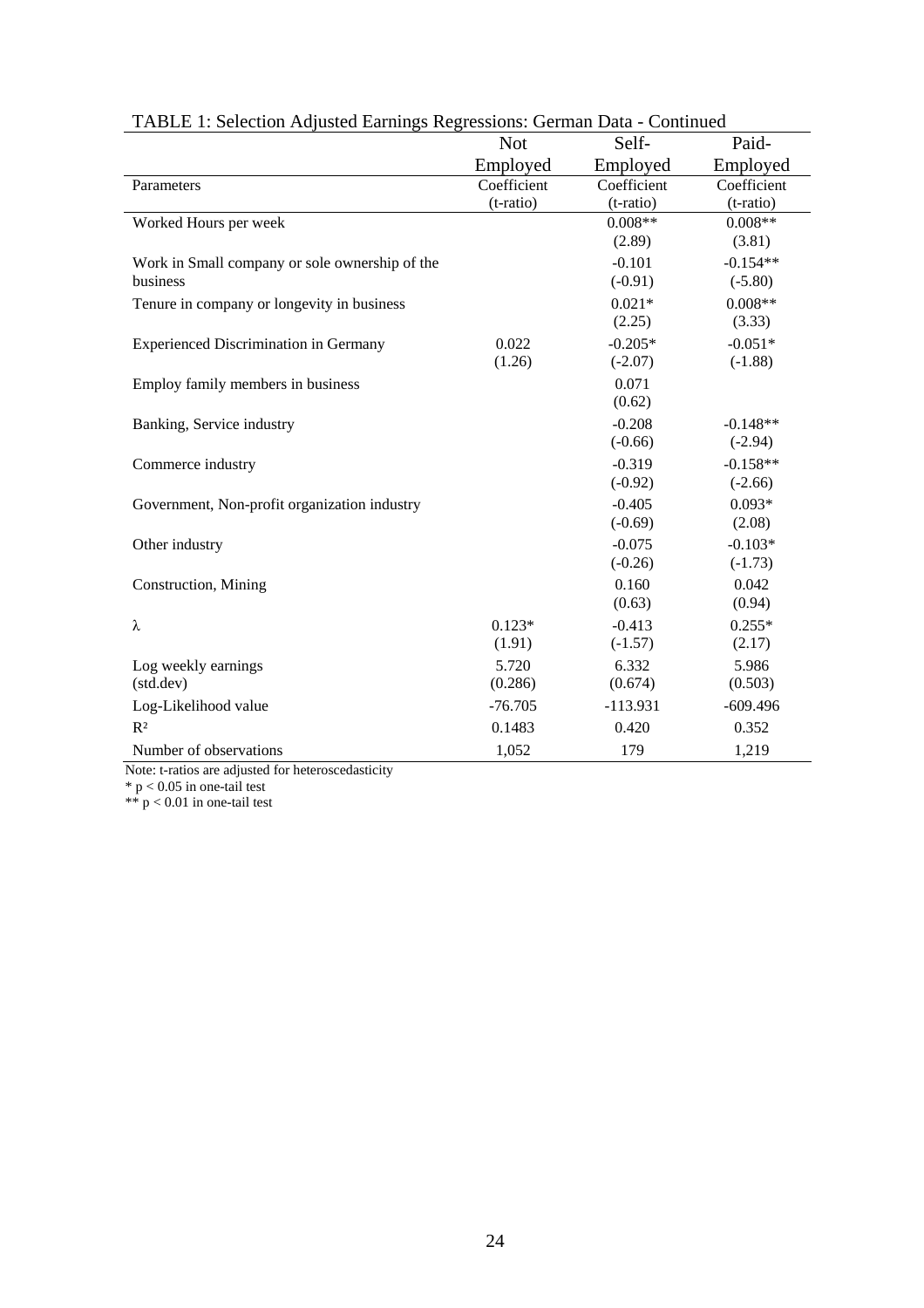TABLE 1: Selection Adjusted Earnings Regressions: German Data - Continued

| | Not Employed | Self-Employed | Paid-Employed |
|---|---|---|---|
| Parameters | Coefficient (t-ratio) | Coefficient (t-ratio) | Coefficient (t-ratio) |
| Worked Hours per week | | 0.008** (2.89) | 0.008** (3.81) |
| Work in Small company or sole ownership of the business | | -0.101 (-0.91) | -0.154** (-5.80) |
| Tenure in company or longevity in business | | 0.021* (2.25) | 0.008** (3.33) |
| Experienced Discrimination in Germany | 0.022 (1.26) | -0.205* (-2.07) | -0.051* (-1.88) |
| Employ family members in business | | 0.071 (0.62) | |
| Banking, Service industry | | -0.208 (-0.66) | -0.148** (-2.94) |
| Commerce industry | | -0.319 (-0.92) | -0.158** (-2.66) |
| Government, Non-profit organization industry | | -0.405 (-0.69) | 0.093* (2.08) |
| Other industry | | -0.075 (-0.26) | -0.103* (-1.73) |
| Construction, Mining | | 0.160 (0.63) | 0.042 (0.94) |
| $\lambda$ | 0.123* (1.91) | -0.413 (-1.57) | 0.255* (2.17) |
| Log weekly earnings (std.dev) | 5.720 (0.286) | 6.332 (0.674) | 5.986 (0.503) |
| Log-Likelihood value | -76.705 | -113.931 | -609.496 |
| $R^2$ | 0.1483 | 0.420 | 0.352 |
| Number of observations | 1,052 | 179 | 1,219 |

Note: t-ratios are adjusted for heteroscedasticity

* $p < 0.05$ in one-tail test

** $p < 0.01$ in one-tail test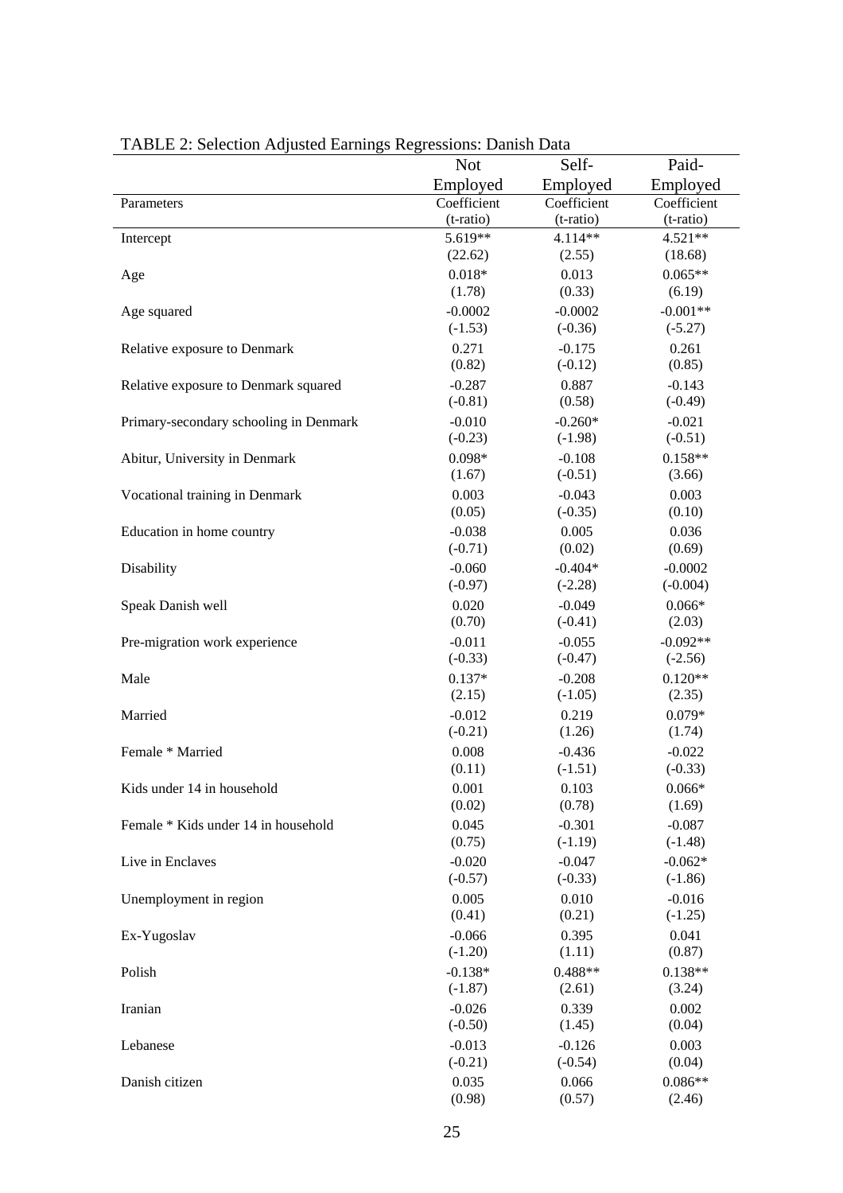TABLE 2: Selection Adjusted Earnings Regressions: Danish Data

| Parameters | Not Employed Coefficient (t-ratio) | Self-Employed Coefficient (t-ratio) | Paid-Employed Coefficient (t-ratio) |
|---|---|---|---|
| Intercept | 5.619** | 4.114** | 4.521** |
| | (22.62) | (2.55) | (18.68) |
| Age | 0.018* | 0.013 | 0.065** |
| | (1.78) | (0.33) | (6.19) |
| Age squared | -0.0002 | -0.0002 | -0.001** |
| | (-1.53) | (-0.36) | (-5.27) |
| Relative exposure to Denmark | 0.271 | -0.175 | 0.261 |
| | (0.82) | (-0.12) | (0.85) |
| Relative exposure to Denmark squared | -0.287 | 0.887 | -0.143 |
| | (-0.81) | (0.58) | (-0.49) |
| Primary-secondary schooling in Denmark | -0.010 | -0.260* | -0.021 |
| | (-0.23) | (-1.98) | (-0.51) |
| Abitur, University in Denmark | 0.098* | -0.108 | 0.158** |
| | (1.67) | (-0.51) | (3.66) |
| Vocational training in Denmark | 0.003 | -0.043 | 0.003 |
| | (0.05) | (-0.35) | (0.10) |
| Education in home country | -0.038 | 0.005 | 0.036 |
| | (-0.71) | (0.02) | (0.69) |
| Disability | -0.060 | -0.404* | -0.0002 |
| | (-0.97) | (-2.28) | (-0.004) |
| Speak Danish well | 0.020 | -0.049 | 0.066* |
| | (0.70) | (-0.41) | (2.03) |
| Pre-migration work experience | -0.011 | -0.055 | -0.092** |
| | (-0.33) | (-0.47) | (-2.56) |
| Male | 0.137* | -0.208 | 0.120** |
| | (2.15) | (-1.05) | (2.35) |
| Married | -0.012 | 0.219 | 0.079* |
| | (-0.21) | (1.26) | (1.74) |
| Female * Married | 0.008 | -0.436 | -0.022 |
| | (0.11) | (-1.51) | (-0.33) |
| Kids under 14 in household | 0.001 | 0.103 | 0.066* |
| | (0.02) | (0.78) | (1.69) |
| Female * Kids under 14 in household | 0.045 | -0.301 | -0.087 |
| | (0.75) | (-1.19) | (-1.48) |
| Live in Enclaves | -0.020 | -0.047 | -0.062* |
| | (-0.57) | (-0.33) | (-1.86) |
| Unemployment in region | 0.005 | 0.010 | -0.016 |
| | (0.41) | (0.21) | (-1.25) |
| Ex-Yugoslav | -0.066 | 0.395 | 0.041 |
| | (-1.20) | (1.11) | (0.87) |
| Polish | -0.138* | 0.488** | 0.138** |
| | (-1.87) | (2.61) | (3.24) |
| Iranian | -0.026 | 0.339 | 0.002 |
| | (-0.50) | (1.45) | (0.04) |
| Lebanese | -0.013 | -0.126 | 0.003 |
| | (-0.21) | (-0.54) | (0.04) |
| Danish citizen | 0.035 | 0.066 | 0.086** |
| | (0.98) | (0.57) | (2.46) |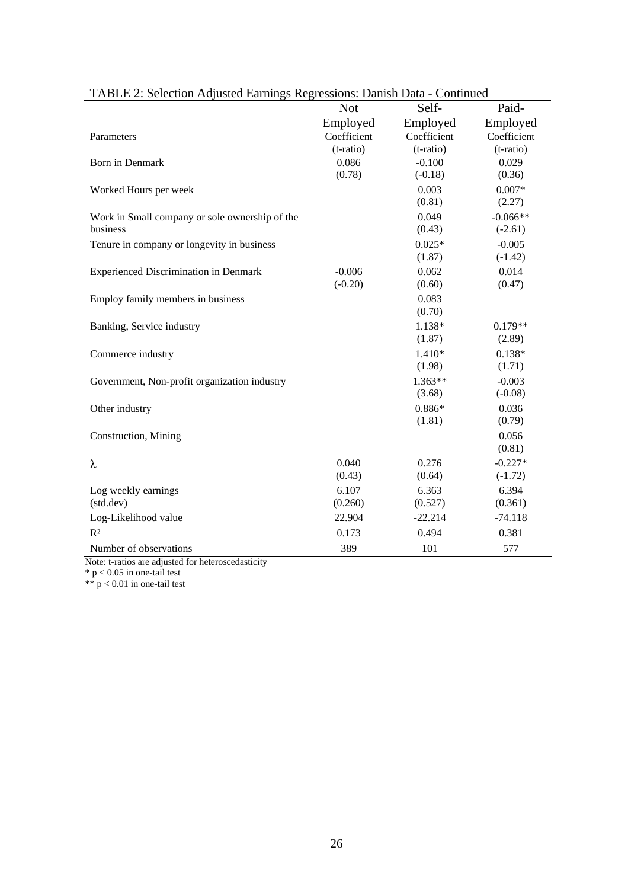TABLE 2: Selection Adjusted Earnings Regressions: Danish Data - Continued

| | Not Employed | Self-Employed | Paid-Employed |
|---|---|---|---|
| Parameters | Coefficient (t-ratio) | Coefficient (t-ratio) | Coefficient (t-ratio) |
| Born in Denmark | 0.086 (0.78) | -0.100 (-0.18) | 0.029 (0.36) |
| Worked Hours per week | | 0.003 (0.81) | 0.007* (2.27) |
| Work in Small company or sole ownership of the business | | 0.049 (0.43) | -0.066** (-2.61) |
| Tenure in company or longevity in business | | 0.025* (1.87) | -0.005 (-1.42) |
| Experienced Discrimination in Denmark | -0.006 (-0.20) | 0.062 (0.60) | 0.014 (0.47) |
| Employ family members in business | | 0.083 (0.70) | |
| Banking, Service industry | | 1.138* (1.87) | 0.179** (2.89) |
| Commerce industry | | 1.410* (1.98) | 0.138* (1.71) |
| Government, Non-profit organization industry | | 1.363** (3.68) | -0.003 (-0.08) |
| Other industry | | 0.886* (1.81) | 0.036 (0.79) |
| Construction, Mining | | | 0.056 (0.81) |
| $\lambda$ | 0.040 (0.43) | 0.276 (0.64) | -0.227* (-1.72) |
| Log weekly earnings (std.dev) | 6.107 (0.260) | 6.363 (0.527) | 6.394 (0.361) |
| Log-Likelihood value | 22.904 | -22.214 | -74.118 |
| $R^2$ | 0.173 | 0.494 | 0.381 |
| Number of observations | 389 | 101 | 577 |

Note: t-ratios are adjusted for heteroscedasticity

* $p < 0.05$ in one-tail test

** $p < 0.01$ in one-tail test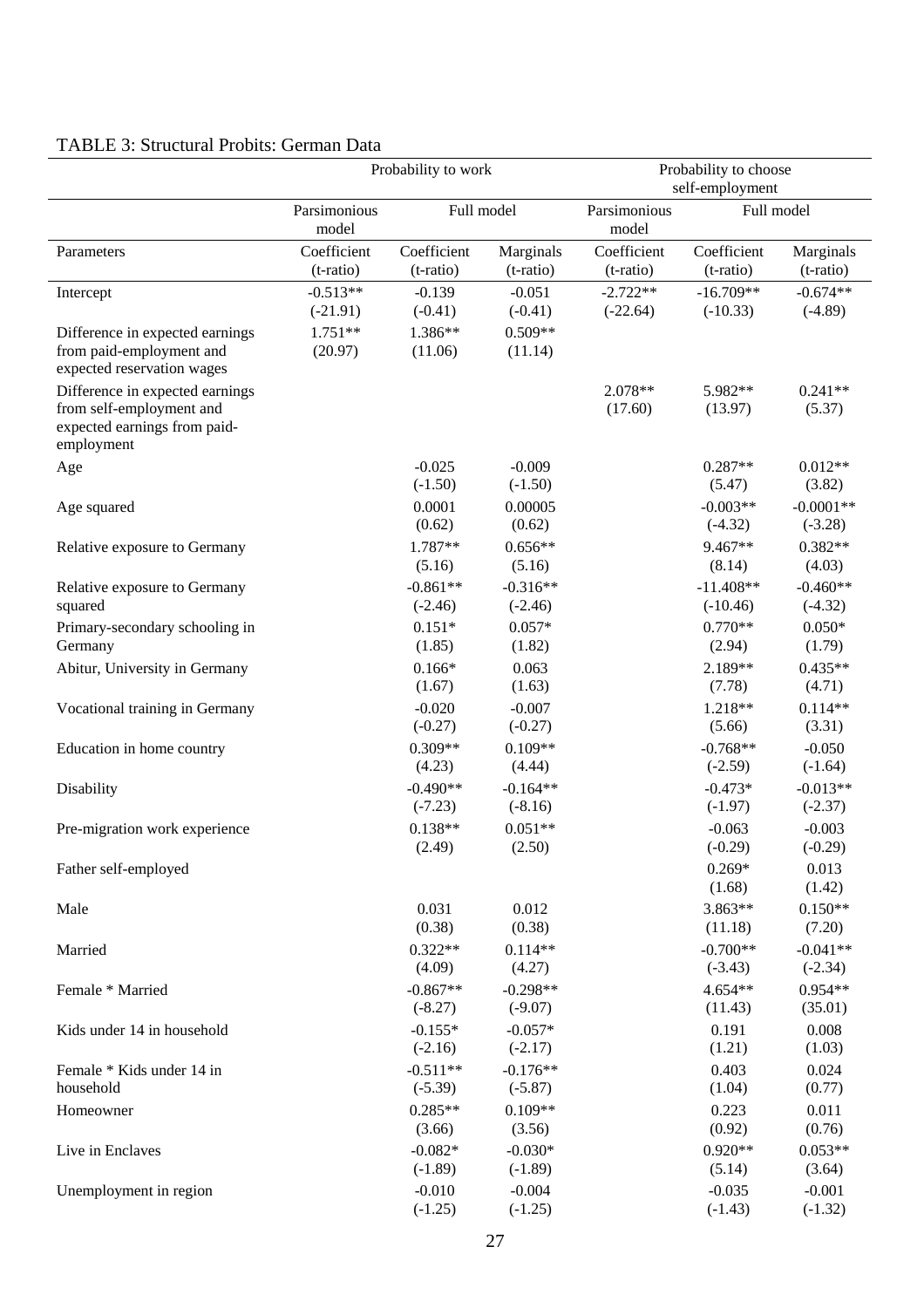TABLE 3: Structural Probits: German Data

| | Probability to work | | | Probability to choose self-employment | | |
|---|---|---|---|---|---|---|
| | Parsimonious model | Full model | | Parsimonious model | Full model | |
| Parameters | Coefficient (t-ratio) | Coefficient (t-ratio) | Marginals (t-ratio) | Coefficient (t-ratio) | Coefficient (t-ratio) | Marginals (t-ratio) |
| Intercept | -0.513** (-21.91) | -0.139 (-0.41) | -0.051 (-0.41) | -2.722** (-22.64) | -16.709** (-10.33) | -0.674** (-4.89) |
| Difference in expected earnings from paid-employment and expected reservation wages | 1.751** (20.97) | 1.386** (11.06) | 0.509** (11.14) | | | |
| Difference in expected earnings from self-employment and expected earnings from paid-employment | | | | 2.078** (17.60) | 5.982** (13.97) | 0.241** (5.37) |
| Age | | -0.025 (-1.50) | -0.009 (-1.50) | | 0.287** (5.47) | 0.012** (3.82) |
| Age squared | | 0.0001 (0.62) | 0.00005 (0.62) | | -0.003** (-4.32) | -0.0001** (-3.28) |
| Relative exposure to Germany | | 1.787** (5.16) | 0.656** (5.16) | | 9.467** (8.14) | 0.382** (4.03) |
| Relative exposure to Germany squared | | -0.861** (-2.46) | -0.316** (-2.46) | | -11.408** (-10.46) | -0.460** (-4.32) |
| Primary-secondary schooling in Germany | | 0.151* (1.85) | 0.057* (1.82) | | 0.770** (2.94) | 0.050* (1.79) |
| Abitur, University in Germany | | 0.166* (1.67) | 0.063 (1.63) | | 2.189** (7.78) | 0.435** (4.71) |
| Vocational training in Germany | | -0.020 (-0.27) | -0.007 (-0.27) | | 1.218** (5.66) | 0.114** (3.31) |
| Education in home country | | 0.309** (4.23) | 0.109** (4.44) | | -0.768** (-2.59) | -0.050 (-1.64) |
| Disability | | -0.490** (-7.23) | -0.164** (-8.16) | | -0.473* (-1.97) | -0.013** (-2.37) |
| Pre-migration work experience | | 0.138** (2.49) | 0.051** (2.50) | | -0.063 (-0.29) | -0.003 (-0.29) |
| Father self-employed | | | | | 0.269* (1.68) | 0.013 (1.42) |
| Male | | 0.031 (0.38) | 0.012 (0.38) | | 3.863** (11.18) | 0.150** (7.20) |
| Married | | 0.322** (4.09) | 0.114** (4.27) | | -0.700** (-3.43) | -0.041** (-2.34) |
| Female * Married | | -0.867** (-8.27) | -0.298** (-9.07) | | 4.654** (11.43) | 0.954** (35.01) |
| Kids under 14 in household | | -0.155* (-2.16) | -0.057* (-2.17) | | 0.191 (1.21) | 0.008 (1.03) |
| Female * Kids under 14 in household | | -0.511** (-5.39) | -0.176** (-5.87) | | 0.403 (1.04) | 0.024 (0.77) |
| Homeowner | | 0.285** (3.66) | 0.109** (3.56) | | 0.223 (0.92) | 0.011 (0.76) |
| Live in Enclaves | | -0.082* (-1.89) | -0.030* (-1.89) | | 0.920** (5.14) | 0.053** (3.64) |
| Unemployment in region | | -0.010 (-1.25) | -0.004 (-1.25) | | -0.035 (-1.43) | -0.001 (-1.32) |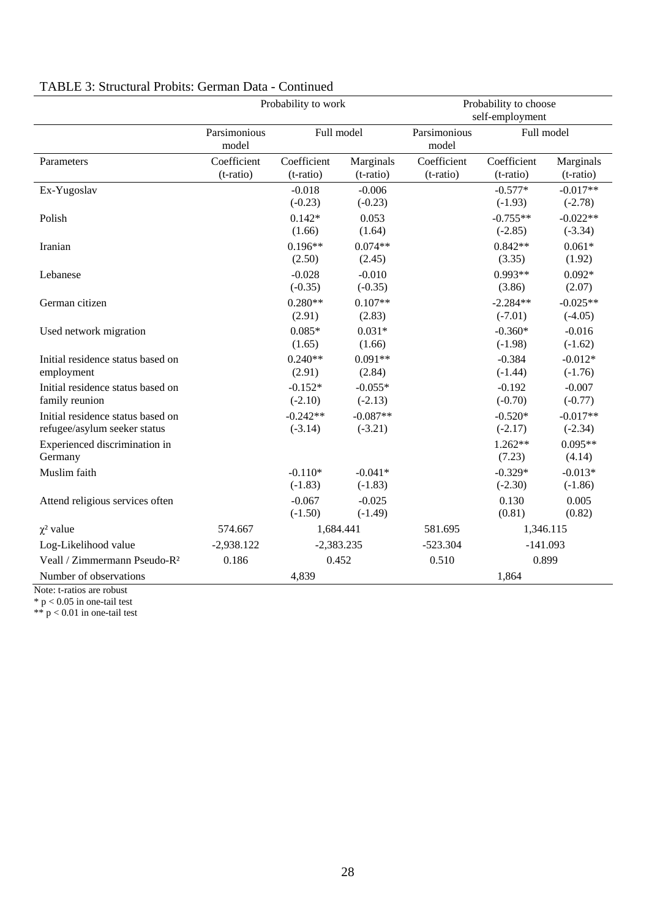TABLE 3: Structural Probits: German Data - Continued

| | Probability to work | | | Probability to choose self-employment | | |
|---|---|---|---|---|---|---|
| | Parsimonious model | Full model | | Parsimonious model | Full model | |
| Parameters | Coefficient (t-ratio) | Coefficient (t-ratio) | Marginals (t-ratio) | Coefficient (t-ratio) | Coefficient (t-ratio) | Marginals (t-ratio) |
| Ex-Yugoslav | | -0.018 (-0.23) | -0.006 (-0.23) | | -0.577* (-1.93) | -0.017** (-2.78) |
| Polish | | 0.142* (1.66) | 0.053 (1.64) | | -0.755** (-2.85) | -0.022** (-3.34) |
| Iranian | | 0.196** (2.50) | 0.074** (2.45) | | 0.842** (3.35) | 0.061* (1.92) |
| Lebanese | | -0.028 (-0.35) | -0.010 (-0.35) | | 0.993** (3.86) | 0.092* (2.07) |
| German citizen | | 0.280** (2.91) | 0.107** (2.83) | | -2.284** (-7.01) | -0.025** (-4.05) |
| Used network migration | | 0.085* (1.65) | 0.031* (1.66) | | -0.360* (-1.98) | -0.016 (-1.62) |
| Initial residence status based on employment | | 0.240** (2.91) | 0.091** (2.84) | | -0.384 (-1.44) | -0.012* (-1.76) |
| Initial residence status based on family reunion | | -0.152* (-2.10) | -0.055* (-2.13) | | -0.192 (-0.70) | -0.007 (-0.77) |
| Initial residence status based on refugee/asylum seeker status | | -0.242** (-3.14) | -0.087** (-3.21) | | -0.520* (-2.17) | -0.017** (-2.34) |
| Experienced discrimination in Germany | | | | | 1.262** (7.23) | 0.095** (4.14) |
| Muslim faith | | -0.110* (-1.83) | -0.041* (-1.83) | | -0.329* (-2.30) | -0.013* (-1.86) |
| Attend religious services often | | -0.067 (-1.50) | -0.025 (-1.49) | | 0.130 (0.81) | 0.005 (0.82) |
| $\chi^2$ value | 574.667 | 1,684.441 | | 581.695 | 1,346.115 | |
| Log-Likelihood value | -2,938.122 | -2,383.235 | | -523.304 | -141.093 | |
| Veall / Zimmermann Pseudo-$R^2$ | 0.186 | 0.452 | | 0.510 | 0.899 | |
| Number of observations | | 4,839 | | | 1,864 | |

Note: t-ratios are robust

* $p < 0.05$ in one-tail test

** $p < 0.01$ in one-tail test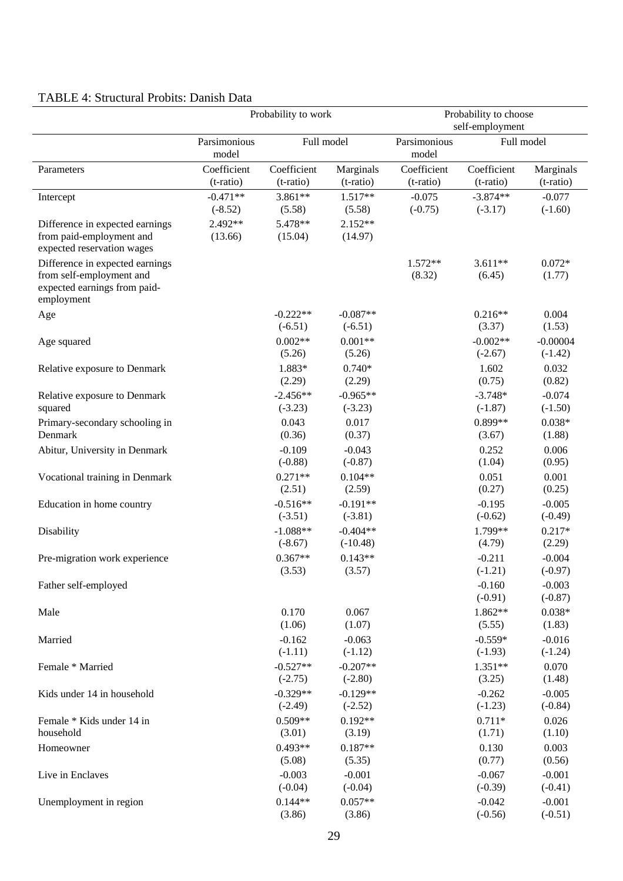TABLE 4: Structural Probits: Danish Data

| | Probability to work | | | Probability to choose self-employment | | |
|---|---|---|---|---|---|---|
| | Parsimonious model | Full model | | Parsimonious model | Full model | |
| Parameters | Coefficient (t-ratio) | Coefficient (t-ratio) | Marginals (t-ratio) | Coefficient (t-ratio) | Coefficient (t-ratio) | Marginals (t-ratio) |
| Intercept | -0.471** (-8.52) | 3.861** (5.58) | 1.517** (5.58) | -0.075 (-0.75) | -3.874** (-3.17) | -0.077 (-1.60) |
| Difference in expected earnings from paid-employment and expected reservation wages | 2.492** (13.66) | 5.478** (15.04) | 2.152** (14.97) | | | |
| Difference in expected earnings from self-employment and expected earnings from paid-employment | | | | 1.572** (8.32) | 3.611** (6.45) | 0.072* (1.77) |
| Age | | -0.222** (-6.51) | -0.087** (-6.51) | | 0.216** (3.37) | 0.004 (1.53) |
| Age squared | | 0.002** (5.26) | 0.001** (5.26) | | -0.002** (-2.67) | -0.00004 (-1.42) |
| Relative exposure to Denmark | | 1.883* (2.29) | 0.740* (2.29) | | 1.602 (0.75) | 0.032 (0.82) |
| Relative exposure to Denmark squared | | -2.456** (-3.23) | -0.965** (-3.23) | | -3.748* (-1.87) | -0.074 (-1.50) |
| Primary-secondary schooling in Denmark | | 0.043 (0.36) | 0.017 (0.37) | | 0.899** (3.67) | 0.038* (1.88) |
| Abitur, University in Denmark | | -0.109 (-0.88) | -0.043 (-0.87) | | 0.252 (1.04) | 0.006 (0.95) |
| Vocational training in Denmark | | 0.271** (2.51) | 0.104** (2.59) | | 0.051 (0.27) | 0.001 (0.25) |
| Education in home country | | -0.516** (-3.51) | -0.191** (-3.81) | | -0.195 (-0.62) | -0.005 (-0.49) |
| Disability | | -1.088** (-8.67) | -0.404** (-10.48) | | 1.799** (4.79) | 0.217* (2.29) |
| Pre-migration work experience | | 0.367** (3.53) | 0.143** (3.57) | | -0.211 (-1.21) | -0.004 (-0.97) |
| Father self-employed | | | | | -0.160 (-0.91) | -0.003 (-0.87) |
| Male | | 0.170 (1.06) | 0.067 (1.07) | | 1.862** (5.55) | 0.038* (1.83) |
| Married | | -0.162 (-1.11) | -0.063 (-1.12) | | -0.559* (-1.93) | -0.016 (-1.24) |
| Female * Married | | -0.527** (-2.75) | -0.207** (-2.80) | | 1.351** (3.25) | 0.070 (1.48) |
| Kids under 14 in household | | -0.329** (-2.49) | -0.129** (-2.52) | | -0.262 (-1.23) | -0.005 (-0.84) |
| Female * Kids under 14 in household | | 0.509** (3.01) | 0.192** (3.19) | | 0.711* (1.71) | 0.026 (1.10) |
| Homeowner | | 0.493** (5.08) | 0.187** (5.35) | | 0.130 (0.77) | 0.003 (0.56) |
| Live in Enclaves | | -0.003 (-0.04) | -0.001 (-0.04) | | -0.067 (-0.39) | -0.001 (-0.41) |
| Unemployment in region | | 0.144** (3.86) | 0.057** (3.86) | | -0.042 (-0.56) | -0.001 (-0.51) |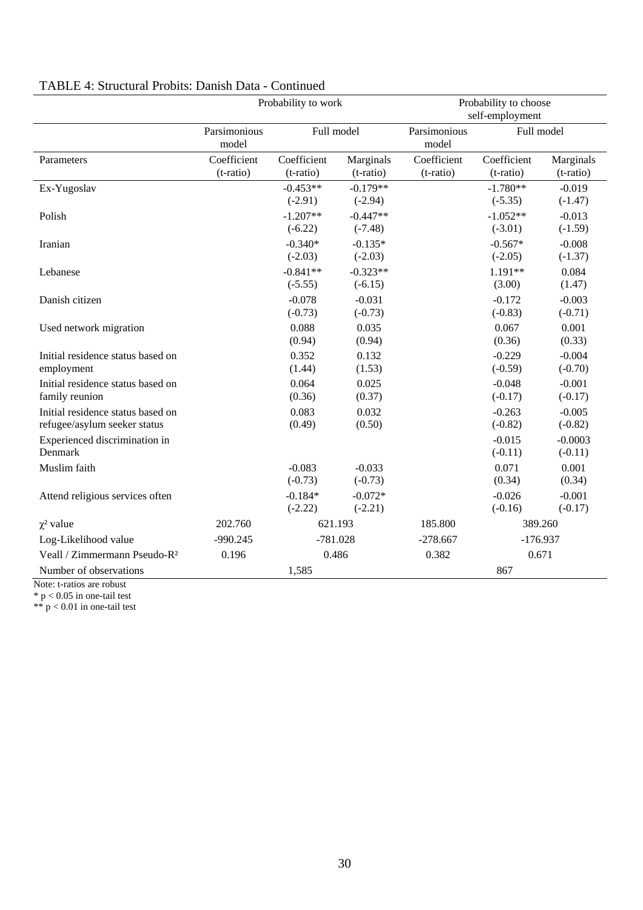TABLE 4: Structural Probits: Danish Data - Continued

| | Probability to work | | | Probability to choose self-employment | | |
|---|---|---|---|---|---|---|
| | Parsimonious model | Full model | | Parsimonious model | Full model | |
| Parameters | Coefficient (t-ratio) | Coefficient (t-ratio) | Marginals (t-ratio) | Coefficient (t-ratio) | Coefficient (t-ratio) | Marginals (t-ratio) |
| Ex-Yugoslav | | -0.453** (-2.91) | -0.179** (-2.94) | | -1.780** (-5.35) | -0.019 (-1.47) |
| Polish | | -1.207** (-6.22) | -0.447** (-7.48) | | -1.052** (-3.01) | -0.013 (-1.59) |
| Iranian | | -0.340* (-2.03) | -0.135* (-2.03) | | -0.567* (-2.05) | -0.008 (-1.37) |
| Lebanese | | -0.841** (-5.55) | -0.323** (-6.15) | | 1.191** (3.00) | 0.084 (1.47) |
| Danish citizen | | -0.078 (-0.73) | -0.031 (-0.73) | | -0.172 (-0.83) | -0.003 (-0.71) |
| Used network migration | | 0.088 (0.94) | 0.035 (0.94) | | 0.067 (0.36) | 0.001 (0.33) |
| Initial residence status based on employment | | 0.352 (1.44) | 0.132 (1.53) | | -0.229 (-0.59) | -0.004 (-0.70) |
| Initial residence status based on family reunion | | 0.064 (0.36) | 0.025 (0.37) | | -0.048 (-0.17) | -0.001 (-0.17) |
| Initial residence status based on refugee/asylum seeker status | | 0.083 (0.49) | 0.032 (0.50) | | -0.263 (-0.82) | -0.005 (-0.82) |
| Experienced discrimination in Denmark | | | | | -0.015 (-0.11) | -0.0003 (-0.11) |
| Muslim faith | | -0.083 (-0.73) | -0.033 (-0.73) | | 0.071 (0.34) | 0.001 (0.34) |
| Attend religious services often | | -0.184* (-2.22) | -0.072* (-2.21) | | -0.026 (-0.16) | -0.001 (-0.17) |
| $\chi^2$ value | 202.760 | 621.193 | | 185.800 | 389.260 | |
| Log-Likelihood value | -990.245 | -781.028 | | -278.667 | -176.937 | |
| Veall / Zimmermann Pseudo-$R^2$ | 0.196 | 0.486 | | 0.382 | 0.671 | |
| Number of observations | | 1,585 | | | 867 | |

Note: t-ratios are robust

* $p < 0.05$ in one-tail test

** $p < 0.01$ in one-tail test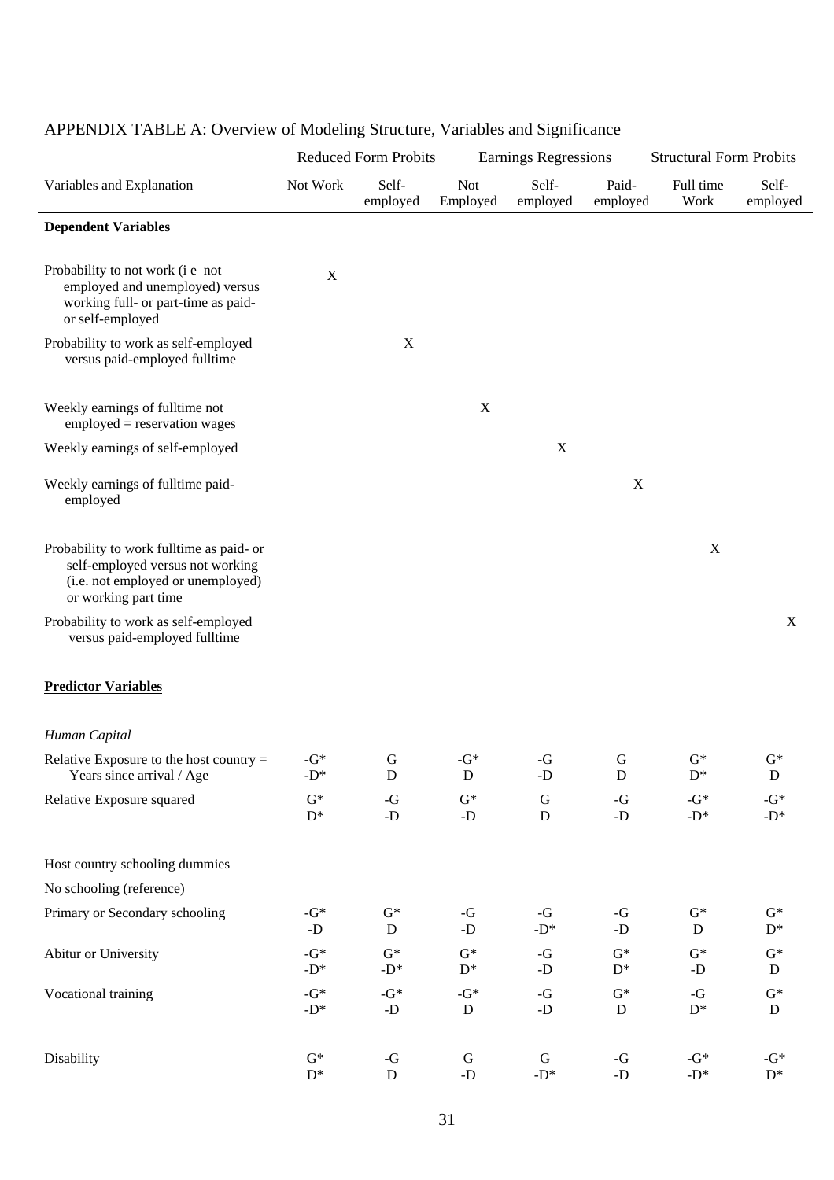APPENDIX TABLE A: Overview of Modeling Structure, Variables and Significance

| | Reduced Form Probits | | Earnings Regressions | | | Structural Form Probits | |
|---|---|---|---|---|---|---|---|
| Variables and Explanation | Not Work | Self-employed | Not Employed | Self-employed | Paid-employed | Full time Work | Self-employed |
| **Dependent Variables** | | | | | | | |
| Probability to not work (i e not employed and unemployed) versus working full- or part-time as paid- or self-employed | X | | | | | | |
| Probability to work as self-employed versus paid-employed fulltime | | X | | | | | |
| Weekly earnings of fulltime not employed = reservation wages | | | X | | | | |
| Weekly earnings of self-employed | | | | X | | | |
| Weekly earnings of fulltime paid-employed | | | | | X | | |
| Probability to work fulltime as paid- or self-employed versus not working (i.e. not employed or unemployed) or working part time | | | | | | X | |
| Probability to work as self-employed versus paid-employed fulltime | | | | | | | X |
| **Predictor Variables** | | | | | | | |
| *Human Capital* | | | | | | | |
| Relative Exposure to the host country = Years since arrival / Age | -G* -D* | G D | -G* D | -G -D | G D | G* D* | G* D |
| Relative Exposure squared | G* D* | -G -D | G* -D | G D | -G -D | -G* -D* | -G* -D* |
| Host country schooling dummies | | | | | | | |
| No schooling (reference) | | | | | | | |
| Primary or Secondary schooling | -G* -D | G* D | -G -D | -G -D* | -G -D | G* D | G* D* |
| Abitur or University | -G* -D* | G* -D* | G* D* | -G -D | G* D* | G* -D | G* D |
| Vocational training | -G* -D* | -G* -D | -G* D | -G -D | G* D | -G D* | G* D |
| Disability | G* D* | -G D | G -D | G -D* | -G -D | -G* -D* | -G* D* |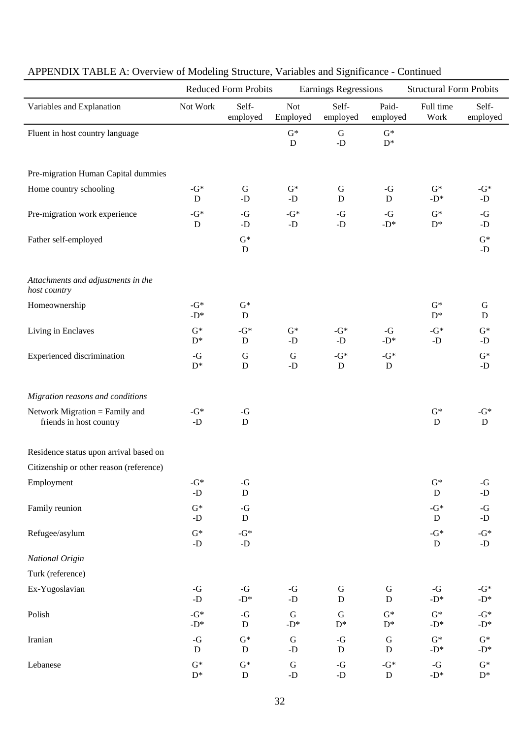## APPENDIX TABLE A: Overview of Modeling Structure, Variables and Significance - Continued

| | Reduced Form Probits | | Earnings Regressions | | | Structural Form Probits | |
|---|---|---|---|---|---|---|---|
| Variables and Explanation | Not Work | Self-employed | Not Employed | Self-employed | Paid-employed | Full time Work | Self-employed |
| Fluent in host country language | | | G* D | G -D | G* D* | | |
| Pre-migration Human Capital dummies | | | | | | | |
| Home country schooling | -G* D | G -D | G* -D | G D | -G D | G* -D* | -G* -D |
| Pre-migration work experience | -G* D | -G -D | -G* -D | -G -D | -G -D* | G* D* | -G -D |
| Father self-employed | | G* D | | | | | G* -D |
| *Attachments and adjustments in the host country* | | | | | | | |
| Homeownership | -G* -D* | G* D | | | | G* D* | G D |
| Living in Enclaves | G* D* | -G* D | G* -D | -G* -D | -G -D* | -G* -D | G* -D |
| Experienced discrimination | -G D* | G D | G -D | -G* D | -G* D | | G* -D |
| *Migration reasons and conditions* | | | | | | | |
| Network Migration = Family and friends in host country | -G* -D | -G D | | | | G* D | -G* D |
| Residence status upon arrival based on | | | | | | | |
| Citizenship or other reason (reference) | | | | | | | |
| Employment | -G* -D | -G D | | | | G* D | -G -D |
| Family reunion | G* -D | -G D | | | | -G* D | -G -D |
| Refugee/asylum | G* -D | -G* -D | | | | -G* D | -G* -D |
| *National Origin* | | | | | | | |
| Turk (reference) | | | | | | | |
| Ex-Yugoslavian | -G -D | -G -D* | -G -D | G D | G D | -G -D* | -G* -D* |
| Polish | -G* -D* | -G D | G -D* | G D* | G* D* | G* -D* | -G* -D* |
| Iranian | -G D | G* D | G -D | -G D | G D | G* -D* | G* -D* |
| Lebanese | G* D* | G* D | G -D | -G -D | -G* D | -G -D* | G* D* |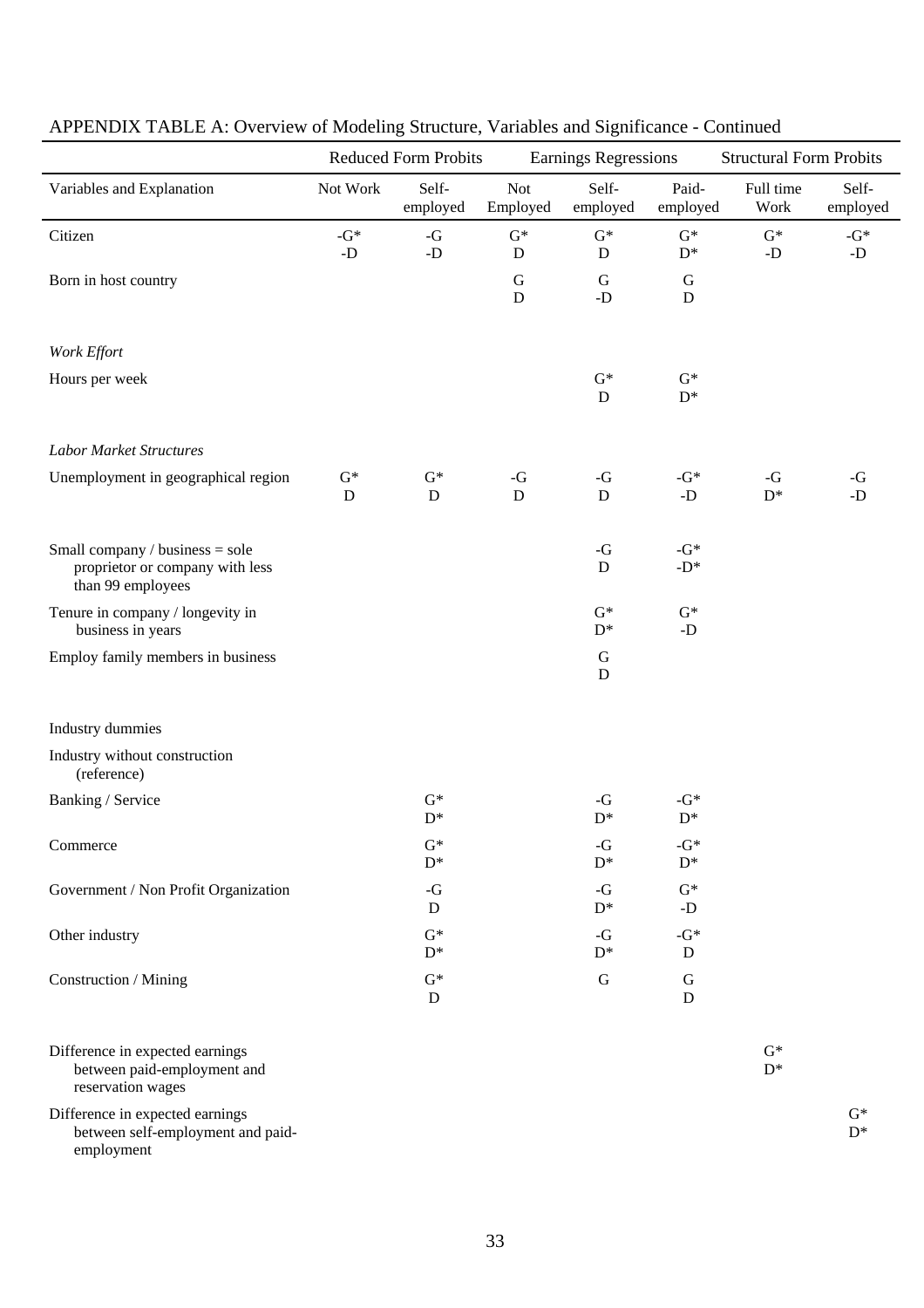# APPENDIX TABLE A: Overview of Modeling Structure, Variables and Significance - Continued

| | Reduced Form Probits | | Earnings Regressions | | | Structural Form Probits | |
|---|---|---|---|---|---|---|---|
| Variables and Explanation | Not Work | Self-employed | Not Employed | Self-employed | Paid-employed | Full time Work | Self-employed |
| Citizen | -G* -D | -G -D | G* D | G* D | G* D* | G* -D | -G* -D |
| Born in host country | | | G D | G -D | G D | | |
| *Work Effort* | | | | | | | |
| Hours per week | | | | G* D | G* D* | | |
| *Labor Market Structures* | | | | | | | |
| Unemployment in geographical region | G* D | G* D | -G D | -G D | -G* -D | -G D* | -G -D |
| Small company / business = sole proprietor or company with less than 99 employees | | | | -G D | -G* -D* | | |
| Tenure in company / longevity in business in years | | | | G* D* | G* -D | | |
| Employ family members in business | | | | G D | | | |
| Industry dummies | | | | | | | |
| Industry without construction (reference) | | | | | | | |
| Banking / Service | | G* D* | | -G D* | -G* D* | | |
| Commerce | | G* D* | | -G D* | -G* D* | | |
| Government / Non Profit Organization | | -G D | | -G D* | G* -D | | |
| Other industry | | G* D* | | -G D* | -G* D | | |
| Construction / Mining | | G* D | | G | G D | | |
| Difference in expected earnings between paid-employment and reservation wages | | | | | | G* D* | |
| Difference in expected earnings between self-employment and paid-employment | | | | | | | G* D* |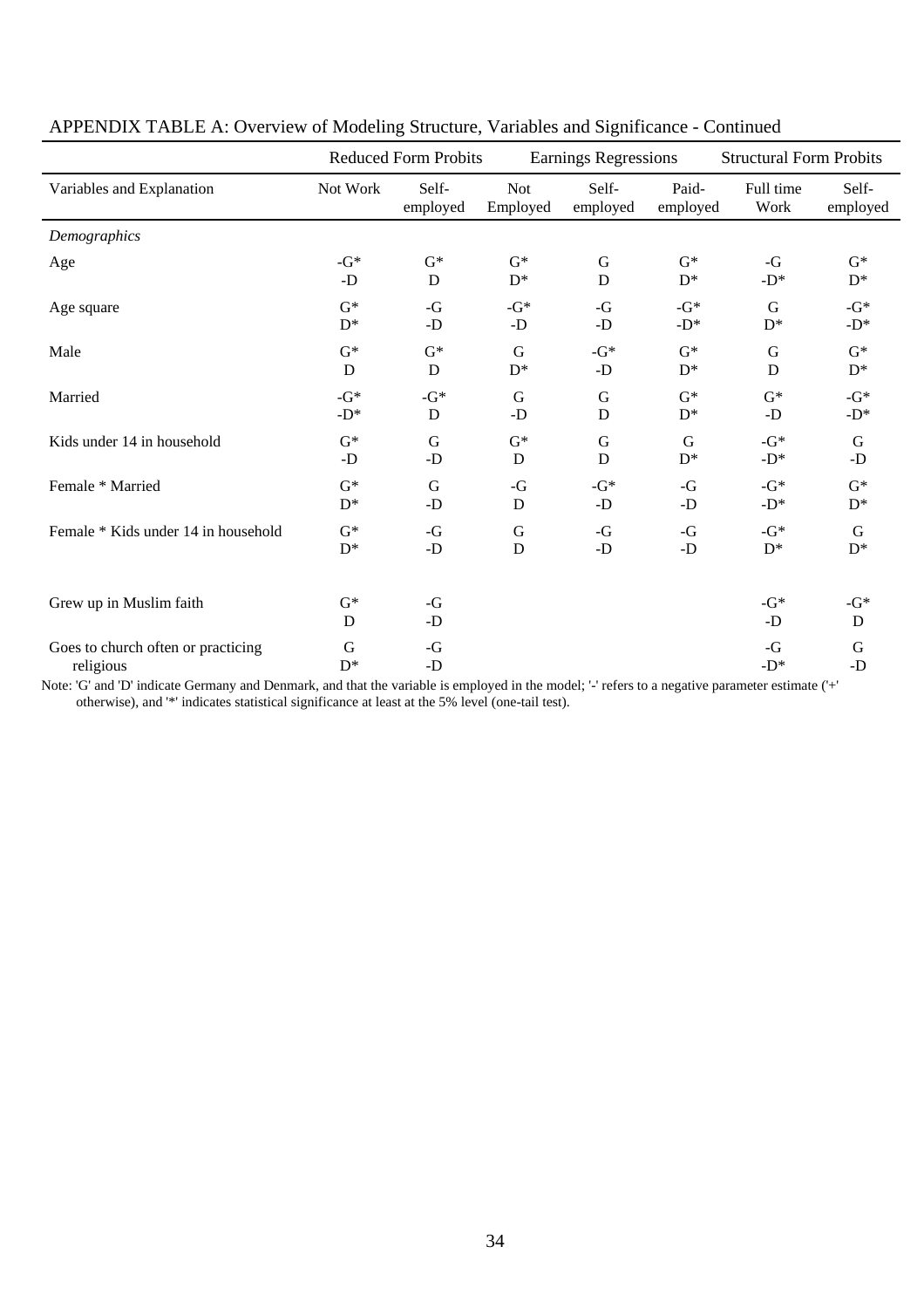APPENDIX TABLE A: Overview of Modeling Structure, Variables and Significance - Continued

| | Reduced Form Probits | | Earnings Regressions | | | Structural Form Probits | |
|---|---|---|---|---|---|---|---|
| Variables and Explanation | Not Work | Self-employed | Not Employed | Self-employed | Paid-employed | Full time Work | Self-employed |
| *Demographics* | | | | | | | |
| Age | -G* -D | G* D | G* D* | G D | G* D* | -G -D* | G* D* |
| Age square | G* D* | -G -D | -G* -D | -G -D | -G* -D* | G D* | -G* -D* |
| Male | G* D | G* D | G D* | -G* -D | G* D* | G D | G* D* |
| Married | -G* -D* | -G* D | G -D | G D | G* D* | G* -D | -G* -D* |
| Kids under 14 in household | G* -D | G -D | G* D | G D | G D* | -G* -D* | G -D |
| Female * Married | G* D* | G -D | -G D | -G* -D | -G -D | -G* -D* | G* D* |
| Female * Kids under 14 in household | G* D* | -G -D | G D | -G -D | -G -D | -G* D* | G D* |
| Grew up in Muslim faith | G* D | -G -D | | | | -G* -D | -G* D |
| Goes to church often or practicing religious | G D* | -G -D | | | | -G -D* | G -D |

Note: 'G' and 'D' indicate Germany and Denmark, and that the variable is employed in the model; '-' refers to a negative parameter estimate ('+' otherwise), and '*' indicates statistical significance at least at the 5% level (one-tail test).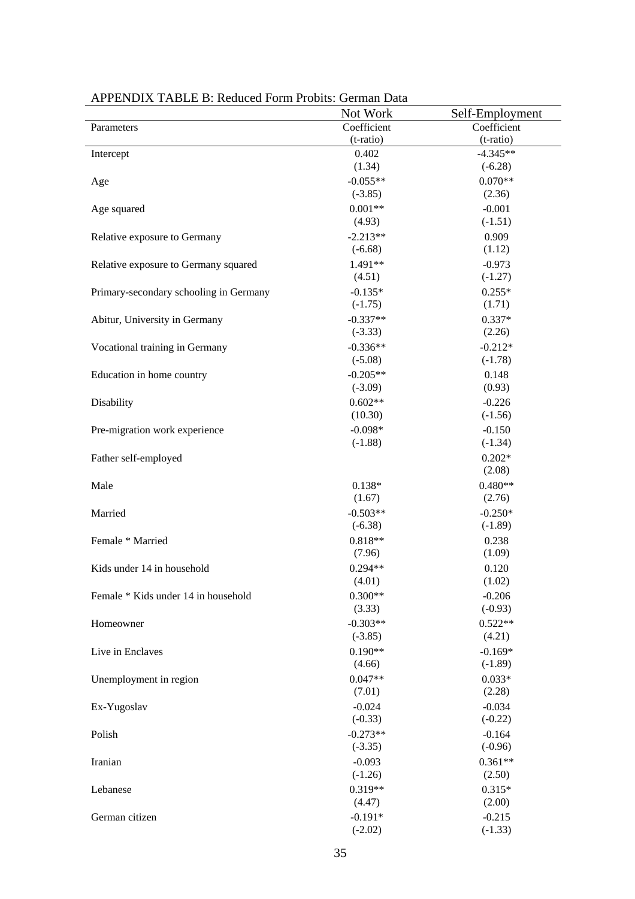APPENDIX TABLE B: Reduced Form Probits: German Data

| | Not Work | Self-Employment |
|---|---|---|
| Parameters | Coefficient (t-ratio) | Coefficient (t-ratio) |
| Intercept | 0.402 (1.34) | -4.345** (-6.28) |
| Age | -0.055** (-3.85) | 0.070** (2.36) |
| Age squared | 0.001** (4.93) | -0.001 (-1.51) |
| Relative exposure to Germany | -2.213** (-6.68) | 0.909 (1.12) |
| Relative exposure to Germany squared | 1.491** (4.51) | -0.973 (-1.27) |
| Primary-secondary schooling in Germany | -0.135* (-1.75) | 0.255* (1.71) |
| Abitur, University in Germany | -0.337** (-3.33) | 0.337* (2.26) |
| Vocational training in Germany | -0.336** (-5.08) | -0.212* (-1.78) |
| Education in home country | -0.205** (-3.09) | 0.148 (0.93) |
| Disability | 0.602** (10.30) | -0.226 (-1.56) |
| Pre-migration work experience | -0.098* (-1.88) | -0.150 (-1.34) |
| Father self-employed | | 0.202* (2.08) |
| Male | 0.138* (1.67) | 0.480** (2.76) |
| Married | -0.503** (-6.38) | -0.250* (-1.89) |
| Female * Married | 0.818** (7.96) | 0.238 (1.09) |
| Kids under 14 in household | 0.294** (4.01) | 0.120 (1.02) |
| Female * Kids under 14 in household | 0.300** (3.33) | -0.206 (-0.93) |
| Homeowner | -0.303** (-3.85) | 0.522** (4.21) |
| Live in Enclaves | 0.190** (4.66) | -0.169* (-1.89) |
| Unemployment in region | 0.047** (7.01) | 0.033* (2.28) |
| Ex-Yugoslav | -0.024 (-0.33) | -0.034 (-0.22) |
| Polish | -0.273** (-3.35) | -0.164 (-0.96) |
| Iranian | -0.093 (-1.26) | 0.361** (2.50) |
| Lebanese | 0.319** (4.47) | 0.315* (2.00) |
| German citizen | -0.191* (-2.02) | -0.215 (-1.33) |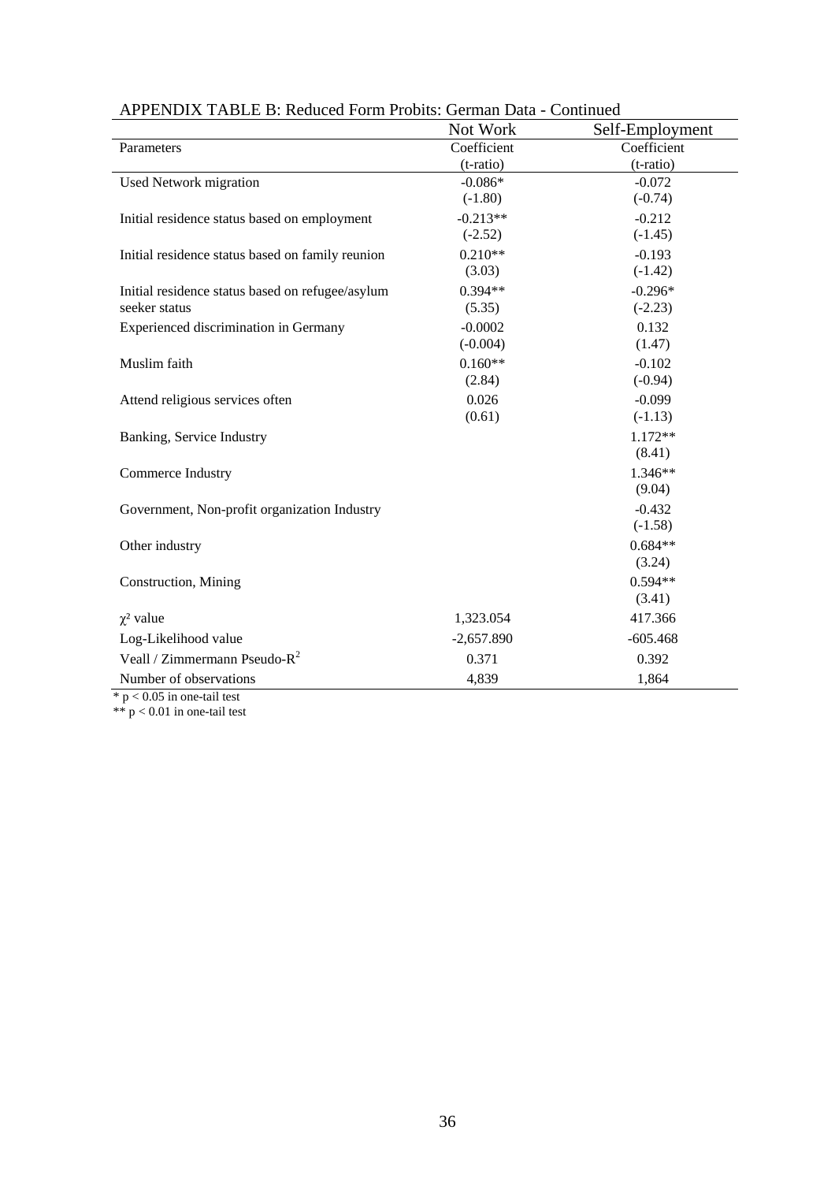APPENDIX TABLE B: Reduced Form Probits: German Data - Continued

| | Not Work | Self-Employment |
|---|---|---|
| Parameters | Coefficient (t-ratio) | Coefficient (t-ratio) |
| Used Network migration | -0.086* (-1.80) | -0.072 (-0.74) |
| Initial residence status based on employment | -0.213** (-2.52) | -0.212 (-1.45) |
| Initial residence status based on family reunion | 0.210** (3.03) | -0.193 (-1.42) |
| Initial residence status based on refugee/asylum seeker status | 0.394** (5.35) | -0.296* (-2.23) |
| Experienced discrimination in Germany | -0.0002 (-0.004) | 0.132 (1.47) |
| Muslim faith | 0.160** (2.84) | -0.102 (-0.94) |
| Attend religious services often | 0.026 (0.61) | -0.099 (-1.13) |
| Banking, Service Industry | | 1.172** (8.41) |
| Commerce Industry | | 1.346** (9.04) |
| Government, Non-profit organization Industry | | -0.432 (-1.58) |
| Other industry | | 0.684** (3.24) |
| Construction, Mining | | 0.594** (3.41) |
| $\chi^2$ value | 1,323.054 | 417.366 |
| Log-Likelihood value | -2,657.890 | -605.468 |
| Veall / Zimmermann Pseudo-$R^2$ | 0.371 | 0.392 |
| Number of observations | 4,839 | 1,864 |

* $p < 0.05$ in one-tail test

** $p < 0.01$ in one-tail test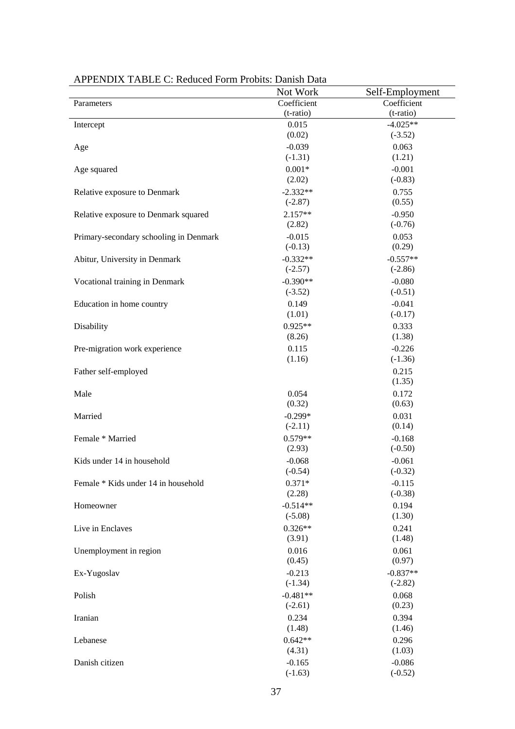APPENDIX TABLE C: Reduced Form Probits: Danish Data

| | Not Work | Self-Employment |
|---|---|---|
| Parameters | Coefficient (t-ratio) | Coefficient (t-ratio) |
| Intercept | 0.015 (0.02) | -4.025** (-3.52) |
| Age | -0.039 (-1.31) | 0.063 (1.21) |
| Age squared | 0.001* (2.02) | -0.001 (-0.83) |
| Relative exposure to Denmark | -2.332** (-2.87) | 0.755 (0.55) |
| Relative exposure to Denmark squared | 2.157** (2.82) | -0.950 (-0.76) |
| Primary-secondary schooling in Denmark | -0.015 (-0.13) | 0.053 (0.29) |
| Abitur, University in Denmark | -0.332** (-2.57) | -0.557** (-2.86) |
| Vocational training in Denmark | -0.390** (-3.52) | -0.080 (-0.51) |
| Education in home country | 0.149 (1.01) | -0.041 (-0.17) |
| Disability | 0.925** (8.26) | 0.333 (1.38) |
| Pre-migration work experience | 0.115 (1.16) | -0.226 (-1.36) |
| Father self-employed | | 0.215 (1.35) |
| Male | 0.054 (0.32) | 0.172 (0.63) |
| Married | -0.299* (-2.11) | 0.031 (0.14) |
| Female * Married | 0.579** (2.93) | -0.168 (-0.50) |
| Kids under 14 in household | -0.068 (-0.54) | -0.061 (-0.32) |
| Female * Kids under 14 in household | 0.371* (2.28) | -0.115 (-0.38) |
| Homeowner | -0.514** (-5.08) | 0.194 (1.30) |
| Live in Enclaves | 0.326** (3.91) | 0.241 (1.48) |
| Unemployment in region | 0.016 (0.45) | 0.061 (0.97) |
| Ex-Yugoslav | -0.213 (-1.34) | -0.837** (-2.82) |
| Polish | -0.481** (-2.61) | 0.068 (0.23) |
| Iranian | 0.234 (1.48) | 0.394 (1.46) |
| Lebanese | 0.642** (4.31) | 0.296 (1.03) |
| Danish citizen | -0.165 (-1.63) | -0.086 (-0.52) |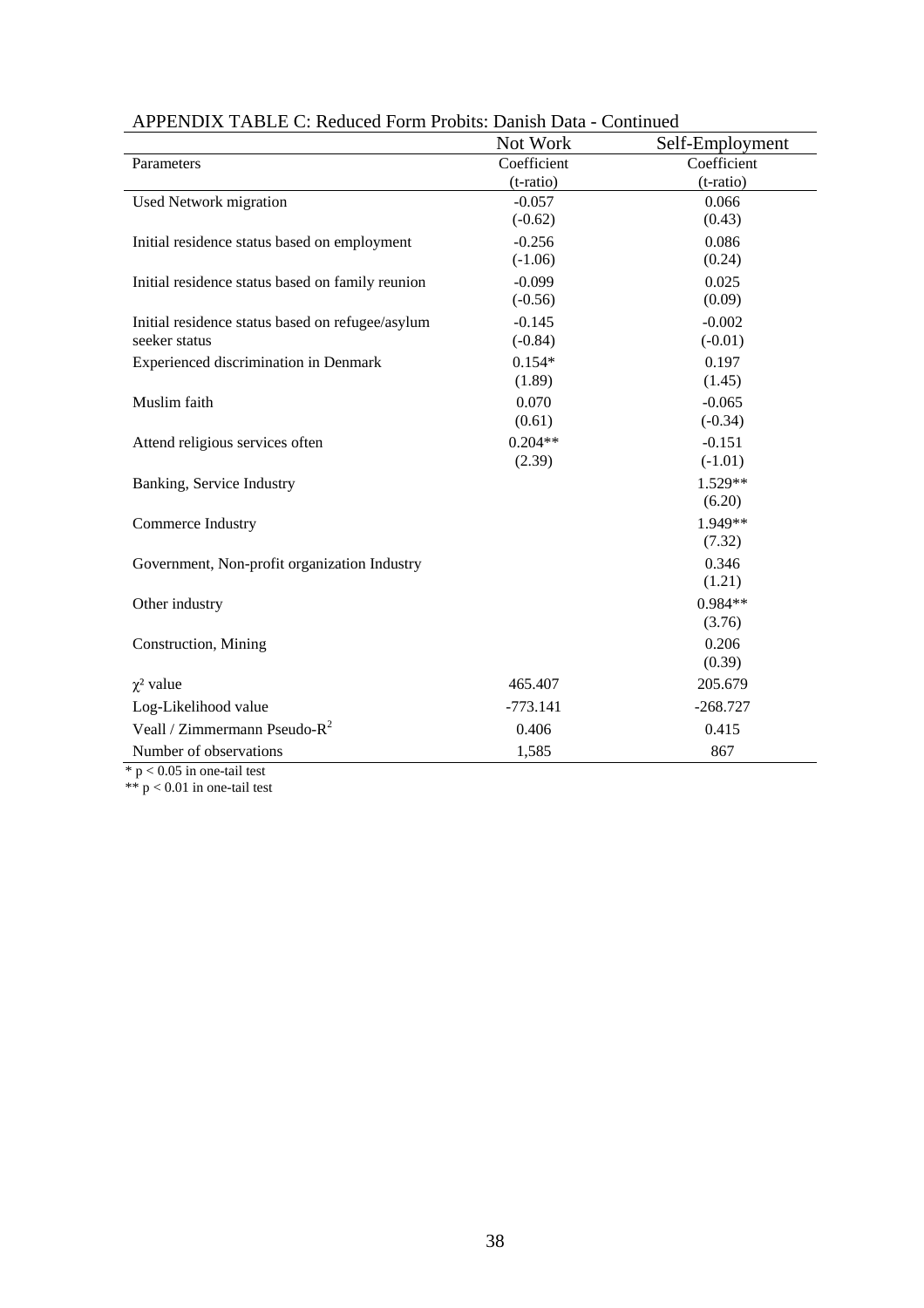APPENDIX TABLE C: Reduced Form Probits: Danish Data - Continued

| | Not Work | Self-Employment |
|---|---|---|
| Parameters | Coefficient (t-ratio) | Coefficient (t-ratio) |
| Used Network migration | -0.057 (-0.62) | 0.066 (0.43) |
| Initial residence status based on employment | -0.256 (-1.06) | 0.086 (0.24) |
| Initial residence status based on family reunion | -0.099 (-0.56) | 0.025 (0.09) |
| Initial residence status based on refugee/asylum seeker status | -0.145 (-0.84) | -0.002 (-0.01) |
| Experienced discrimination in Denmark | 0.154* (1.89) | 0.197 (1.45) |
| Muslim faith | 0.070 (0.61) | -0.065 (-0.34) |
| Attend religious services often | 0.204** (2.39) | -0.151 (-1.01) |
| Banking, Service Industry | | 1.529** (6.20) |
| Commerce Industry | | 1.949** (7.32) |
| Government, Non-profit organization Industry | | 0.346 (1.21) |
| Other industry | | 0.984** (3.76) |
| Construction, Mining | | 0.206 (0.39) |
| $\chi^2$ value | 465.407 | 205.679 |
| Log-Likelihood value | -773.141 | -268.727 |
| Veall / Zimmermann Pseudo-$R^2$ | 0.406 | 0.415 |
| Number of observations | 1,585 | 867 |

* $p < 0.05$ in one-tail test

** $p < 0.01$ in one-tail test